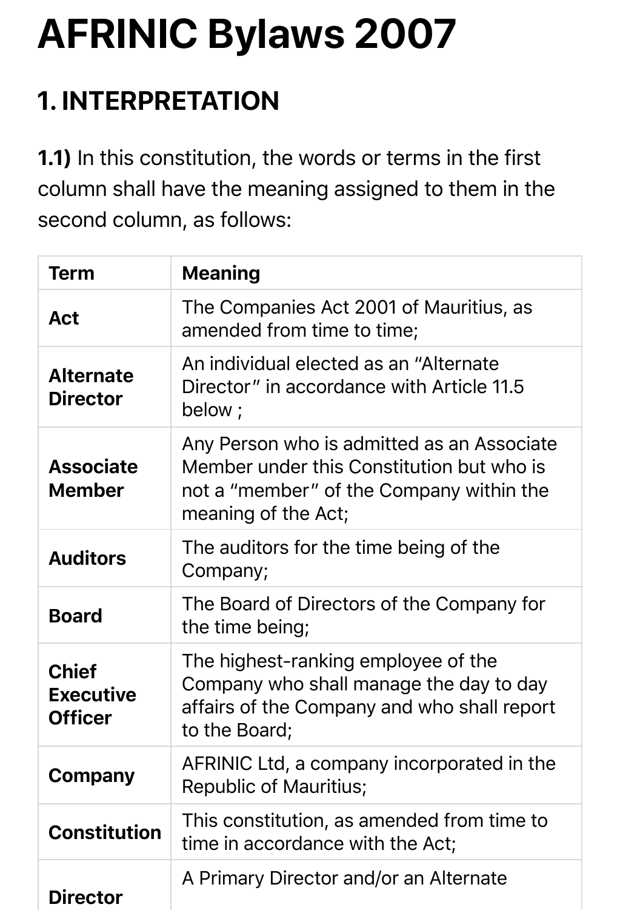# AFRINIC Bylaws 2007

## 1. INTERPRETATION

**1.1)** In this constitution, the words or terms in the first column shall have the meaning assigned to them in the second column, as follows:

| Term | Meaning |
| --- | --- |
| **Act** | The Companies Act 2001 of Mauritius, as amended from time to time; |
| **Alternate Director** | An individual elected as an "Alternate Director" in accordance with Article 11.5 below ; |
| **Associate Member** | Any Person who is admitted as an Associate Member under this Constitution but who is not a "member" of the Company within the meaning of the Act; |
| **Auditors** | The auditors for the time being of the Company; |
| **Board** | The Board of Directors of the Company for the time being; |
| **Chief Executive Officer** | The highest-ranking employee of the Company who shall manage the day to day affairs of the Company and who shall report to the Board; |
| **Company** | AFRINIC Ltd, a company incorporated in the Republic of Mauritius; |
| **Constitution** | This constitution, as amended from time to time in accordance with the Act; |
| **Director** | A Primary Director and/or an Alternate |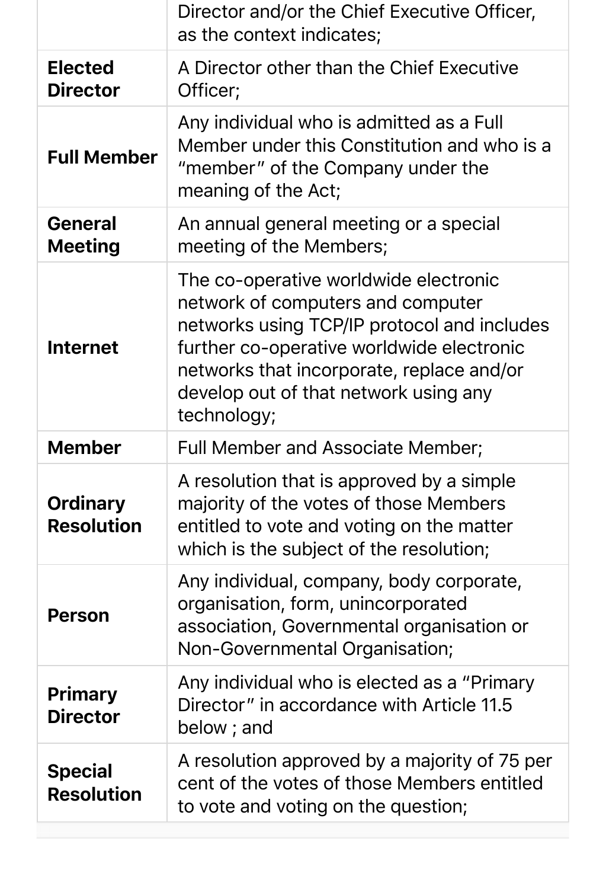| | |
|---|---|
| | Director and/or the Chief Executive Officer, as the context indicates; |
| **Elected Director** | A Director other than the Chief Executive Officer; |
| **Full Member** | Any individual who is admitted as a Full Member under this Constitution and who is a "member" of the Company under the meaning of the Act; |
| **General Meeting** | An annual general meeting or a special meeting of the Members; |
| **Internet** | The co-operative worldwide electronic network of computers and computer networks using TCP/IP protocol and includes further co-operative worldwide electronic networks that incorporate, replace and/or develop out of that network using any technology; |
| **Member** | Full Member and Associate Member; |
| **Ordinary Resolution** | A resolution that is approved by a simple majority of the votes of those Members entitled to vote and voting on the matter which is the subject of the resolution; |
| **Person** | Any individual, company, body corporate, organisation, form, unincorporated association, Governmental organisation or Non-Governmental Organisation; |
| **Primary Director** | Any individual who is elected as a "Primary Director" in accordance with Article 11.5 below ; and |
| **Special Resolution** | A resolution approved by a majority of 75 per cent of the votes of those Members entitled to vote and voting on the question; |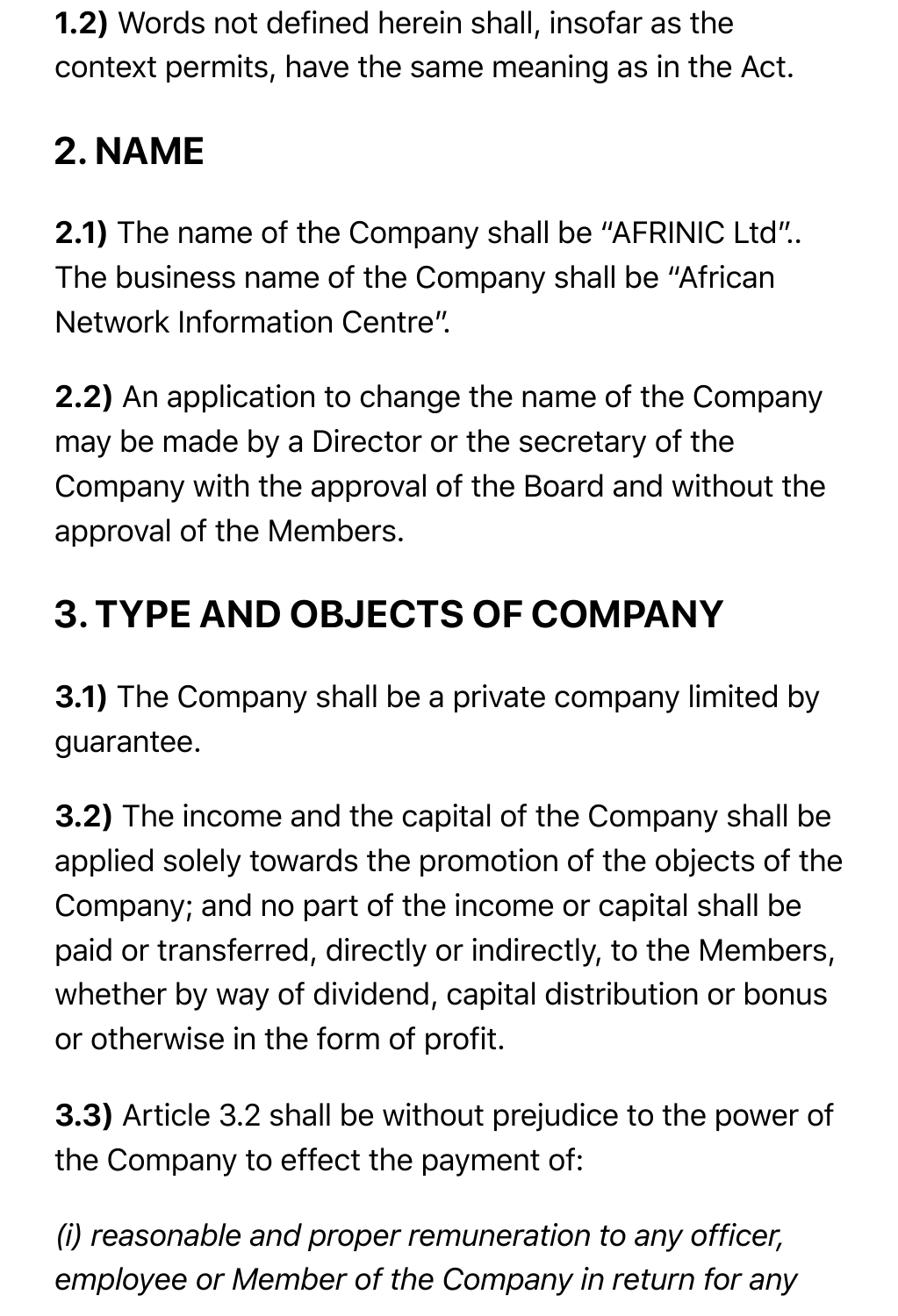**1.2)** Words not defined herein shall, insofar as the context permits, have the same meaning as in the Act.

## 2. NAME

**2.1)** The name of the Company shall be "AFRINIC Ltd".. The business name of the Company shall be "African Network Information Centre".

**2.2)** An application to change the name of the Company may be made by a Director or the secretary of the Company with the approval of the Board and without the approval of the Members.

## 3. TYPE AND OBJECTS OF COMPANY

**3.1)** The Company shall be a private company limited by guarantee.

**3.2)** The income and the capital of the Company shall be applied solely towards the promotion of the objects of the Company; and no part of the income or capital shall be paid or transferred, directly or indirectly, to the Members, whether by way of dividend, capital distribution or bonus or otherwise in the form of profit.

**3.3)** Article 3.2 shall be without prejudice to the power of the Company to effect the payment of:

*(i) reasonable and proper remuneration to any officer, employee or Member of the Company in return for any*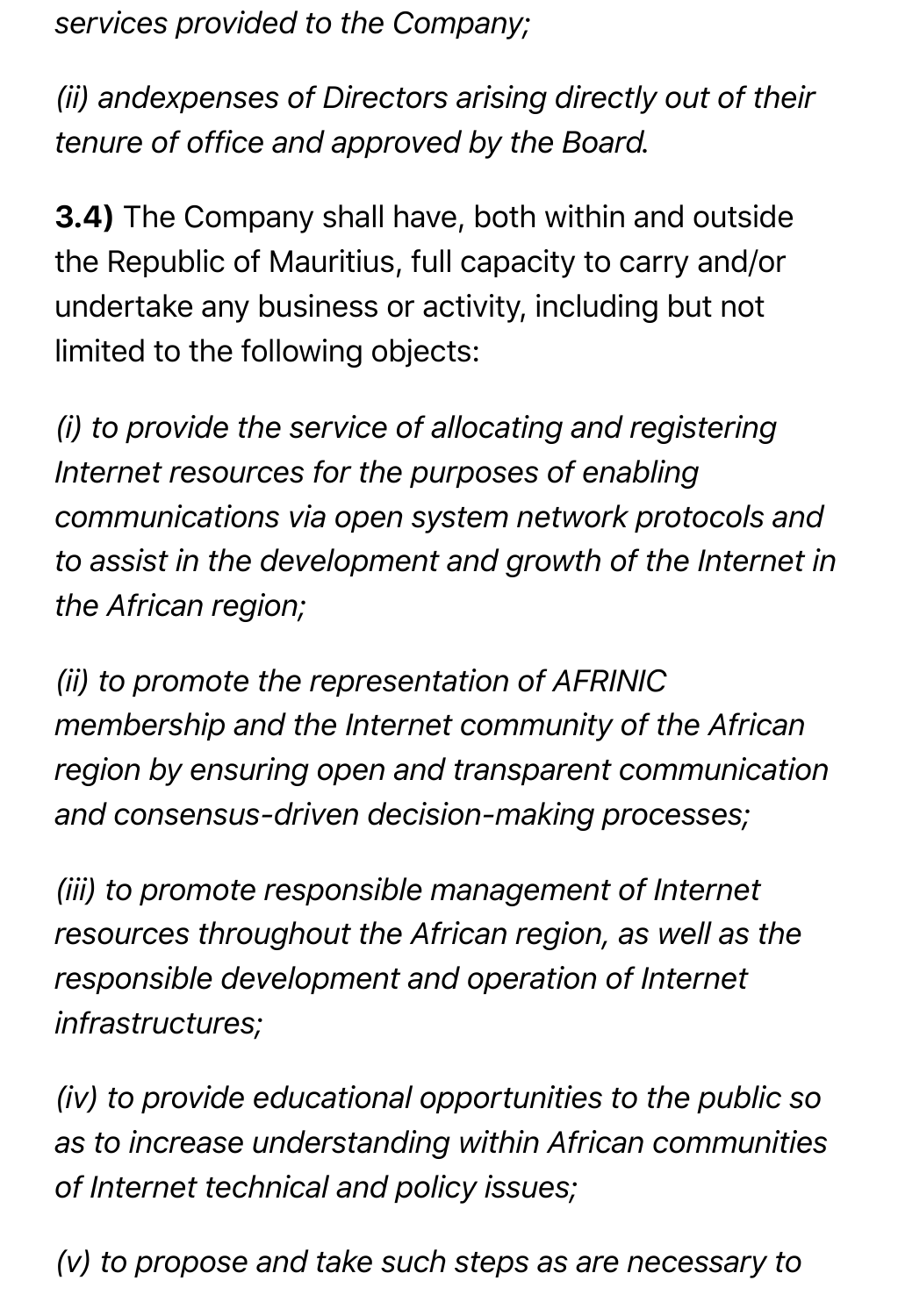*services provided to the Company;*

*(ii) andexpenses of Directors arising directly out of their tenure of office and approved by the Board.*

**3.4)** The Company shall have, both within and outside the Republic of Mauritius, full capacity to carry and/or undertake any business or activity, including but not limited to the following objects:

*(i) to provide the service of allocating and registering Internet resources for the purposes of enabling communications via open system network protocols and to assist in the development and growth of the Internet in the African region;*

*(ii) to promote the representation of AFRINIC membership and the Internet community of the African region by ensuring open and transparent communication and consensus-driven decision-making processes;*

*(iii) to promote responsible management of Internet resources throughout the African region, as well as the responsible development and operation of Internet infrastructures;*

*(iv) to provide educational opportunities to the public so as to increase understanding within African communities of Internet technical and policy issues;*

*(v) to propose and take such steps as are necessary to*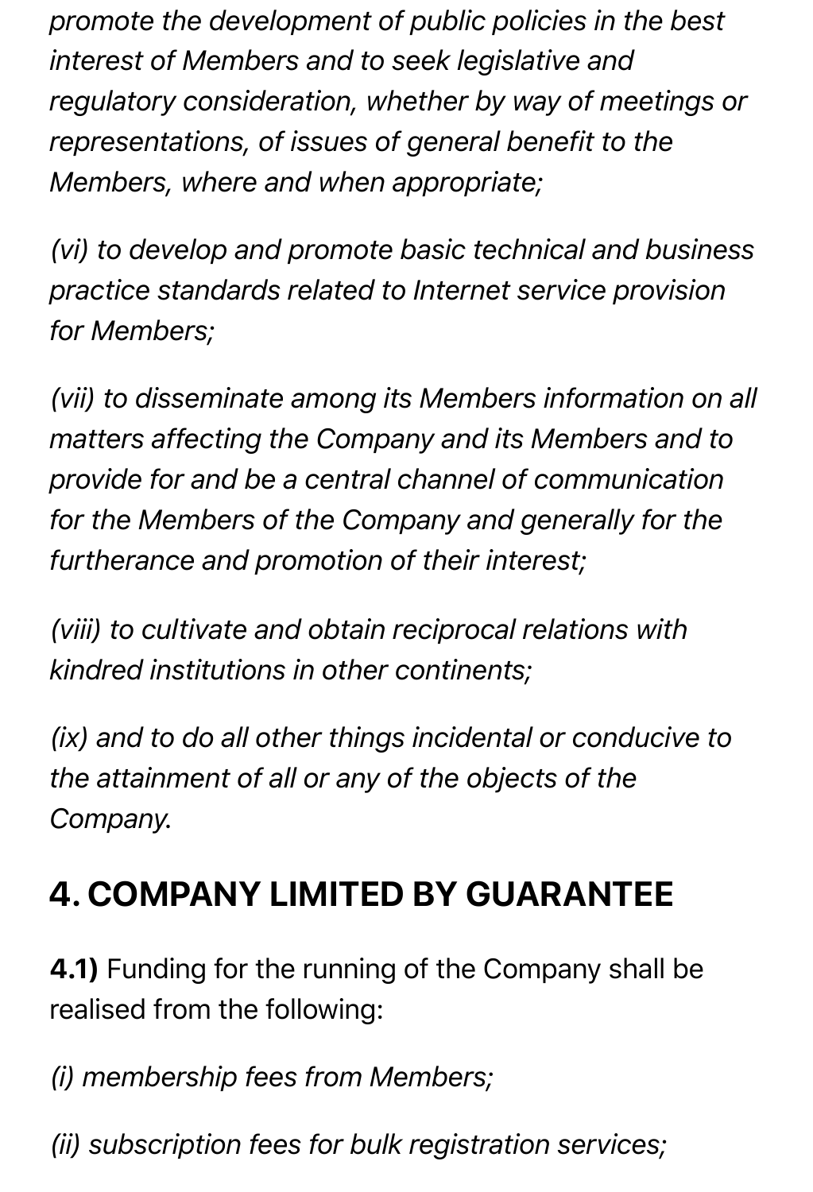*promote the development of public policies in the best interest of Members and to seek legislative and regulatory consideration, whether by way of meetings or representations, of issues of general benefit to the Members, where and when appropriate;*

*(vi) to develop and promote basic technical and business practice standards related to Internet service provision for Members;*

*(vii) to disseminate among its Members information on all matters affecting the Company and its Members and to provide for and be a central channel of communication for the Members of the Company and generally for the furtherance and promotion of their interest;*

*(viii) to cultivate and obtain reciprocal relations with kindred institutions in other continents;*

*(ix) and to do all other things incidental or conducive to the attainment of all or any of the objects of the Company.*

## 4. COMPANY LIMITED BY GUARANTEE

**4.1)** Funding for the running of the Company shall be realised from the following:

*(i) membership fees from Members;*

*(ii) subscription fees for bulk registration services;*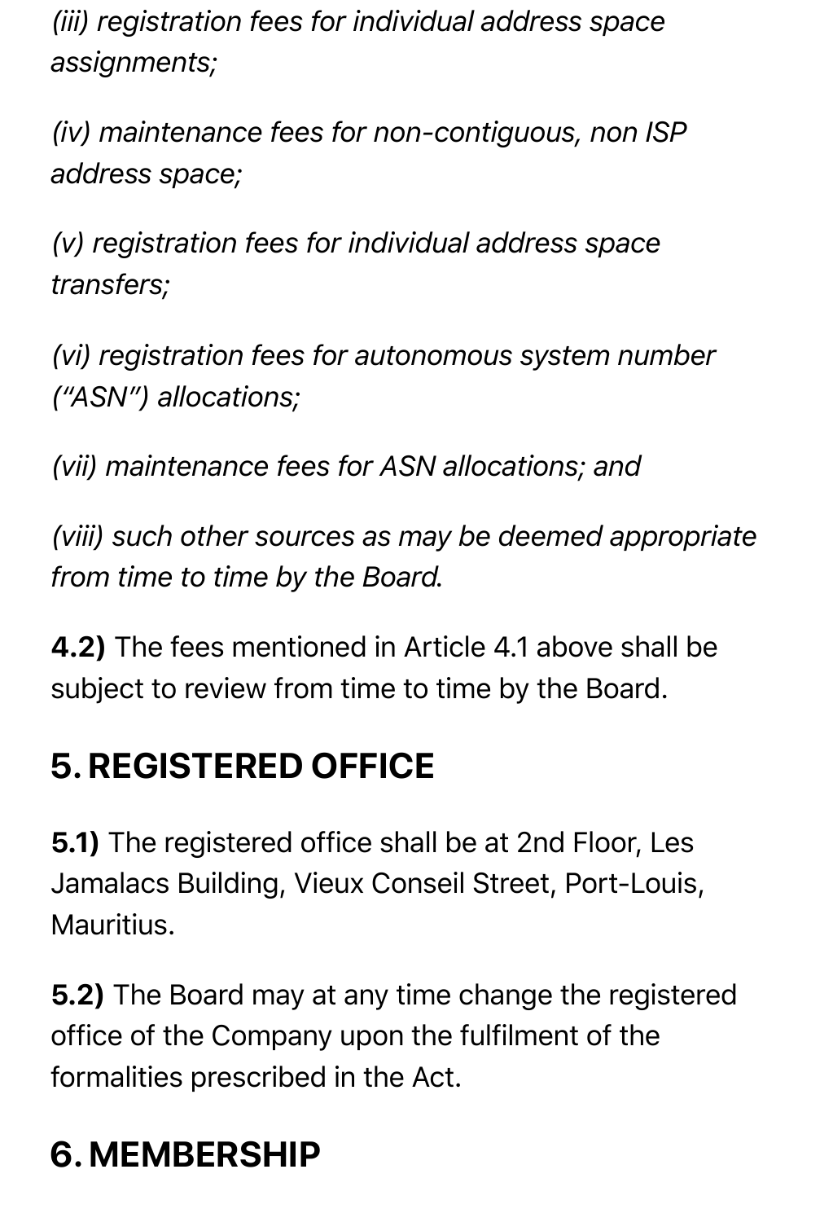*(iii) registration fees for individual address space assignments;*

*(iv) maintenance fees for non-contiguous, non ISP address space;*

*(v) registration fees for individual address space transfers;*

*(vi) registration fees for autonomous system number ("ASN") allocations;*

*(vii) maintenance fees for ASN allocations; and*

*(viii) such other sources as may be deemed appropriate from time to time by the Board.*

**4.2)** The fees mentioned in Article 4.1 above shall be subject to review from time to time by the Board.

## 5. REGISTERED OFFICE

**5.1)** The registered office shall be at 2nd Floor, Les Jamalacs Building, Vieux Conseil Street, Port-Louis, Mauritius.

**5.2)** The Board may at any time change the registered office of the Company upon the fulfilment of the formalities prescribed in the Act.

## 6. MEMBERSHIP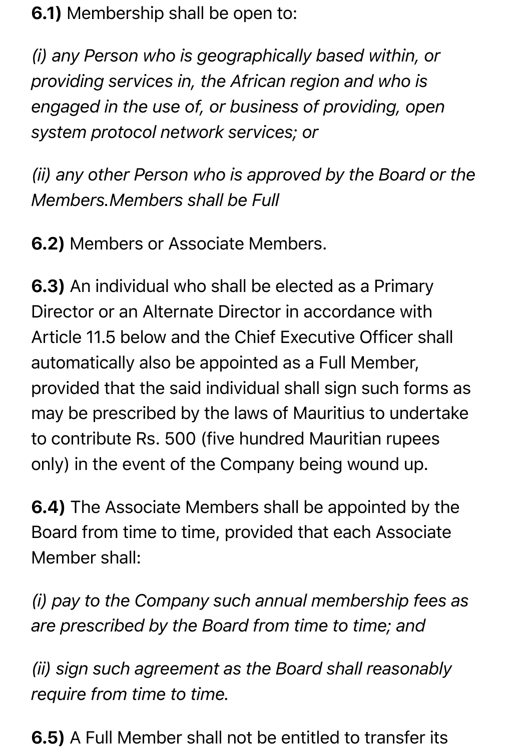**6.1)** Membership shall be open to:

*(i) any Person who is geographically based within, or providing services in, the African region and who is engaged in the use of, or business of providing, open system protocol network services; or*

*(ii) any other Person who is approved by the Board or the Members.Members shall be Full*

**6.2)** Members or Associate Members.

**6.3)** An individual who shall be elected as a Primary Director or an Alternate Director in accordance with Article 11.5 below and the Chief Executive Officer shall automatically also be appointed as a Full Member, provided that the said individual shall sign such forms as may be prescribed by the laws of Mauritius to undertake to contribute Rs. 500 (five hundred Mauritian rupees only) in the event of the Company being wound up.

**6.4)** The Associate Members shall be appointed by the Board from time to time, provided that each Associate Member shall:

*(i) pay to the Company such annual membership fees as are prescribed by the Board from time to time; and*

*(ii) sign such agreement as the Board shall reasonably require from time to time.*

**6.5)** A Full Member shall not be entitled to transfer its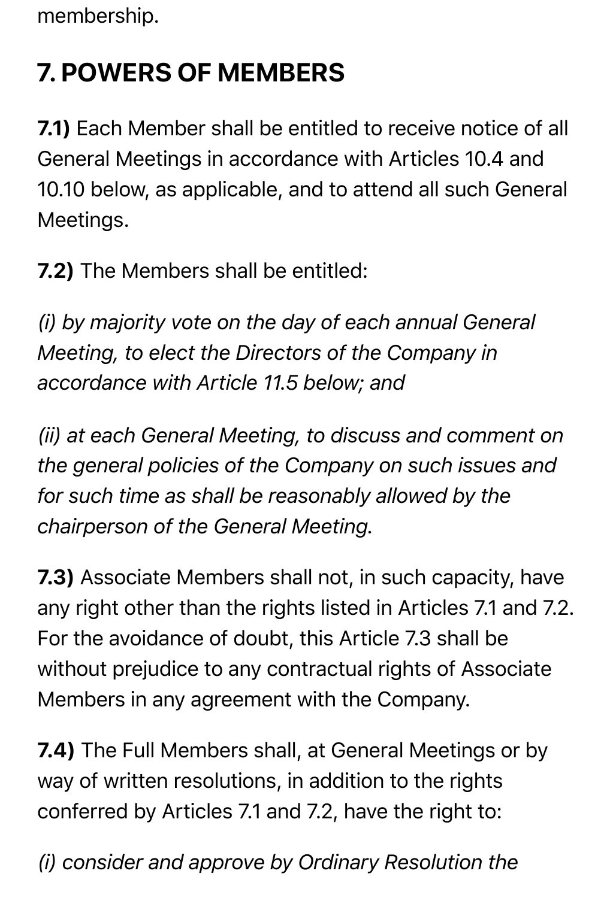membership.

## 7. POWERS OF MEMBERS

**7.1)** Each Member shall be entitled to receive notice of all General Meetings in accordance with Articles 10.4 and 10.10 below, as applicable, and to attend all such General Meetings.

**7.2)** The Members shall be entitled:

*(i) by majority vote on the day of each annual General Meeting, to elect the Directors of the Company in accordance with Article 11.5 below; and*

*(ii) at each General Meeting, to discuss and comment on the general policies of the Company on such issues and for such time as shall be reasonably allowed by the chairperson of the General Meeting.*

**7.3)** Associate Members shall not, in such capacity, have any right other than the rights listed in Articles 7.1 and 7.2. For the avoidance of doubt, this Article 7.3 shall be without prejudice to any contractual rights of Associate Members in any agreement with the Company.

**7.4)** The Full Members shall, at General Meetings or by way of written resolutions, in addition to the rights conferred by Articles 7.1 and 7.2, have the right to:

*(i) consider and approve by Ordinary Resolution the*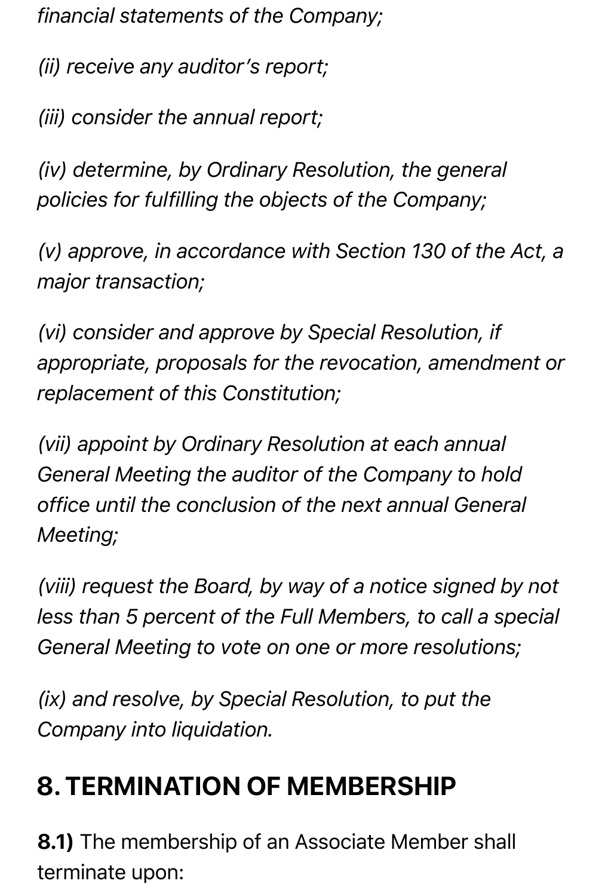*financial statements of the Company;*

*(ii) receive any auditor's report;*

*(iii) consider the annual report;*

*(iv) determine, by Ordinary Resolution, the general policies for fulfilling the objects of the Company;*

*(v) approve, in accordance with Section 130 of the Act, a major transaction;*

*(vi) consider and approve by Special Resolution, if appropriate, proposals for the revocation, amendment or replacement of this Constitution;*

*(vii) appoint by Ordinary Resolution at each annual General Meeting the auditor of the Company to hold office until the conclusion of the next annual General Meeting;*

*(viii) request the Board, by way of a notice signed by not less than 5 percent of the Full Members, to call a special General Meeting to vote on one or more resolutions;*

*(ix) and resolve, by Special Resolution, to put the Company into liquidation.*

## 8. TERMINATION OF MEMBERSHIP

**8.1)** The membership of an Associate Member shall terminate upon: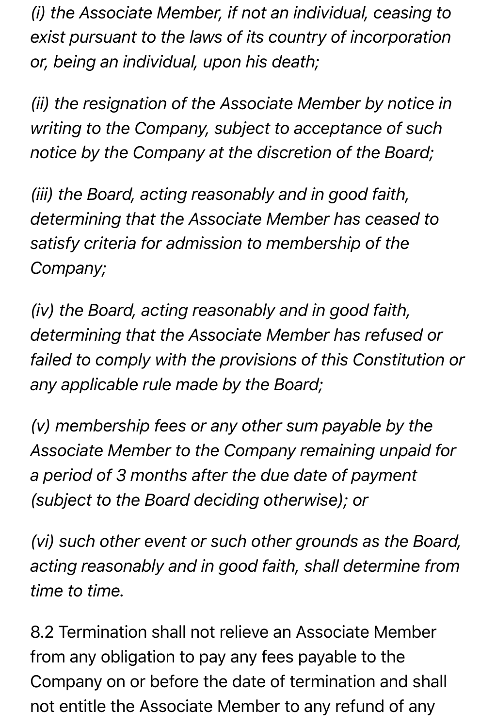*(i) the Associate Member, if not an individual, ceasing to exist pursuant to the laws of its country of incorporation or, being an individual, upon his death;*

*(ii) the resignation of the Associate Member by notice in writing to the Company, subject to acceptance of such notice by the Company at the discretion of the Board;*

*(iii) the Board, acting reasonably and in good faith, determining that the Associate Member has ceased to satisfy criteria for admission to membership of the Company;*

*(iv) the Board, acting reasonably and in good faith, determining that the Associate Member has refused or failed to comply with the provisions of this Constitution or any applicable rule made by the Board;*

*(v) membership fees or any other sum payable by the Associate Member to the Company remaining unpaid for a period of 3 months after the due date of payment (subject to the Board deciding otherwise); or*

*(vi) such other event or such other grounds as the Board, acting reasonably and in good faith, shall determine from time to time.*

8.2 Termination shall not relieve an Associate Member from any obligation to pay any fees payable to the Company on or before the date of termination and shall not entitle the Associate Member to any refund of any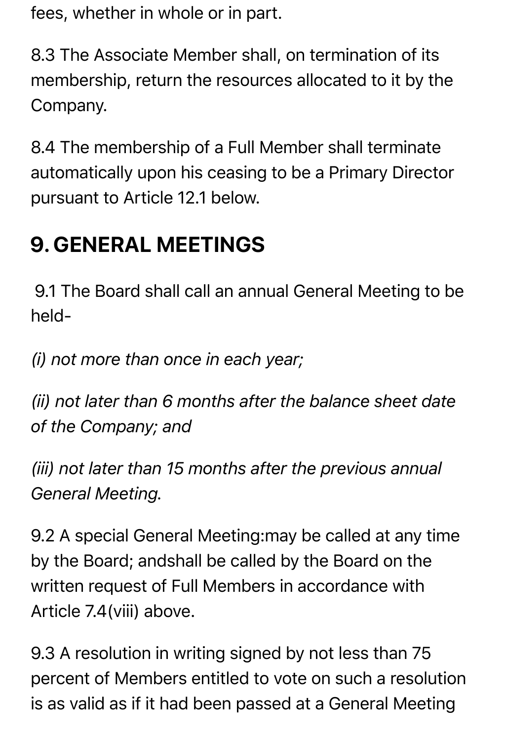fees, whether in whole or in part.

8.3 The Associate Member shall, on termination of its membership, return the resources allocated to it by the Company.

8.4 The membership of a Full Member shall terminate automatically upon his ceasing to be a Primary Director pursuant to Article 12.1 below.

## 9. GENERAL MEETINGS

9.1 The Board shall call an annual General Meeting to be held-

*(i) not more than once in each year;*

*(ii) not later than 6 months after the balance sheet date of the Company; and*

*(iii) not later than 15 months after the previous annual General Meeting.*

9.2 A special General Meeting:may be called at any time by the Board; andshall be called by the Board on the written request of Full Members in accordance with Article 7.4(viii) above.

9.3 A resolution in writing signed by not less than 75 percent of Members entitled to vote on such a resolution is as valid as if it had been passed at a General Meeting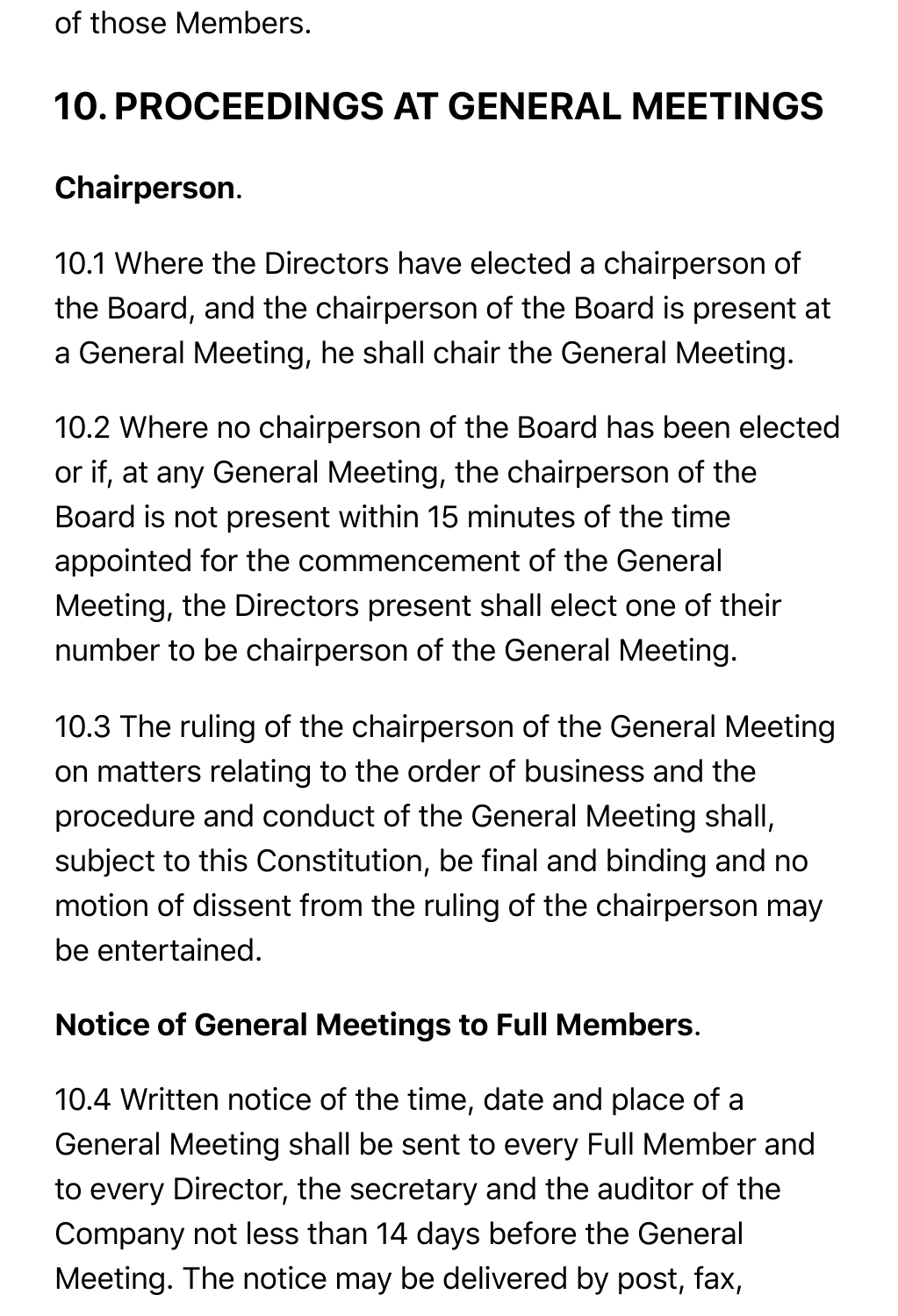of those Members.

## 10. PROCEEDINGS AT GENERAL MEETINGS

**Chairperson**.

10.1 Where the Directors have elected a chairperson of the Board, and the chairperson of the Board is present at a General Meeting, he shall chair the General Meeting.

10.2 Where no chairperson of the Board has been elected or if, at any General Meeting, the chairperson of the Board is not present within 15 minutes of the time appointed for the commencement of the General Meeting, the Directors present shall elect one of their number to be chairperson of the General Meeting.

10.3 The ruling of the chairperson of the General Meeting on matters relating to the order of business and the procedure and conduct of the General Meeting shall, subject to this Constitution, be final and binding and no motion of dissent from the ruling of the chairperson may be entertained.

**Notice of General Meetings to Full Members**.

10.4 Written notice of the time, date and place of a General Meeting shall be sent to every Full Member and to every Director, the secretary and the auditor of the Company not less than 14 days before the General Meeting. The notice may be delivered by post, fax,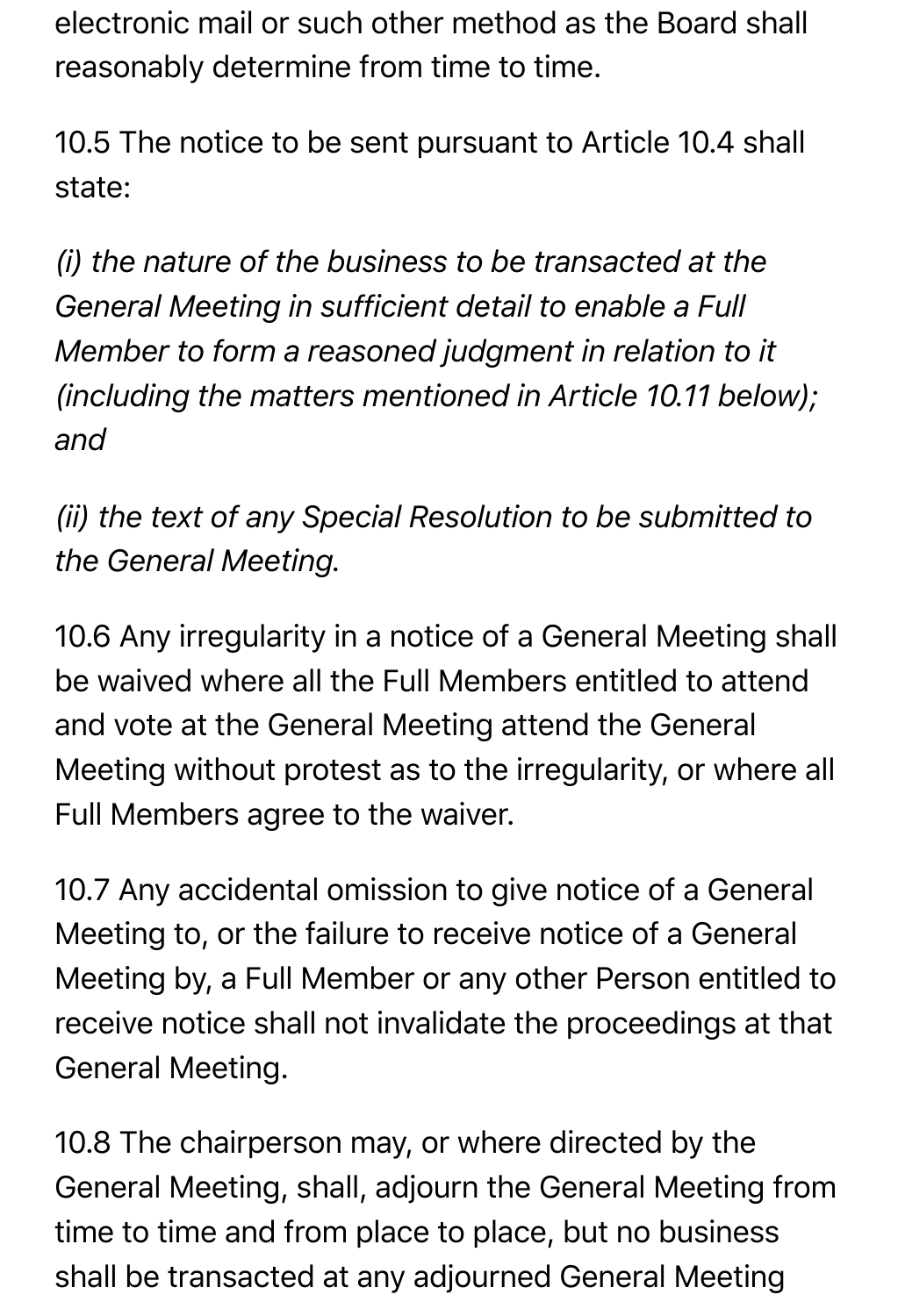electronic mail or such other method as the Board shall reasonably determine from time to time.

10.5 The notice to be sent pursuant to Article 10.4 shall state:

*(i) the nature of the business to be transacted at the General Meeting in sufficient detail to enable a Full Member to form a reasoned judgment in relation to it (including the matters mentioned in Article 10.11 below); and*

*(ii) the text of any Special Resolution to be submitted to the General Meeting.*

10.6 Any irregularity in a notice of a General Meeting shall be waived where all the Full Members entitled to attend and vote at the General Meeting attend the General Meeting without protest as to the irregularity, or where all Full Members agree to the waiver.

10.7 Any accidental omission to give notice of a General Meeting to, or the failure to receive notice of a General Meeting by, a Full Member or any other Person entitled to receive notice shall not invalidate the proceedings at that General Meeting.

10.8 The chairperson may, or where directed by the General Meeting, shall, adjourn the General Meeting from time to time and from place to place, but no business shall be transacted at any adjourned General Meeting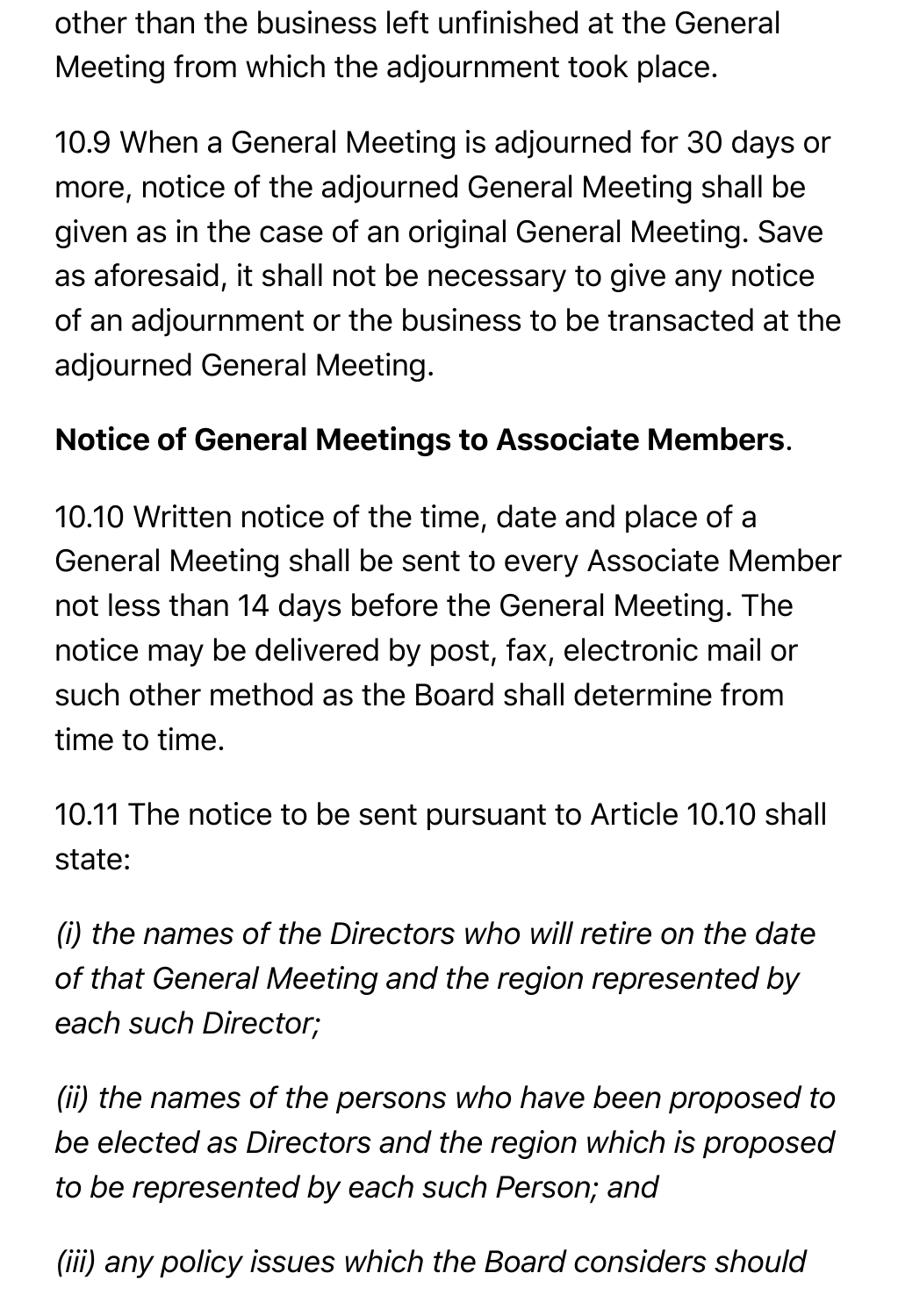other than the business left unfinished at the General Meeting from which the adjournment took place.

10.9 When a General Meeting is adjourned for 30 days or more, notice of the adjourned General Meeting shall be given as in the case of an original General Meeting. Save as aforesaid, it shall not be necessary to give any notice of an adjournment or the business to be transacted at the adjourned General Meeting.

**Notice of General Meetings to Associate Members**.

10.10 Written notice of the time, date and place of a General Meeting shall be sent to every Associate Member not less than 14 days before the General Meeting. The notice may be delivered by post, fax, electronic mail or such other method as the Board shall determine from time to time.

10.11 The notice to be sent pursuant to Article 10.10 shall state:

*(i) the names of the Directors who will retire on the date of that General Meeting and the region represented by each such Director;*

*(ii) the names of the persons who have been proposed to be elected as Directors and the region which is proposed to be represented by each such Person; and*

*(iii) any policy issues which the Board considers should*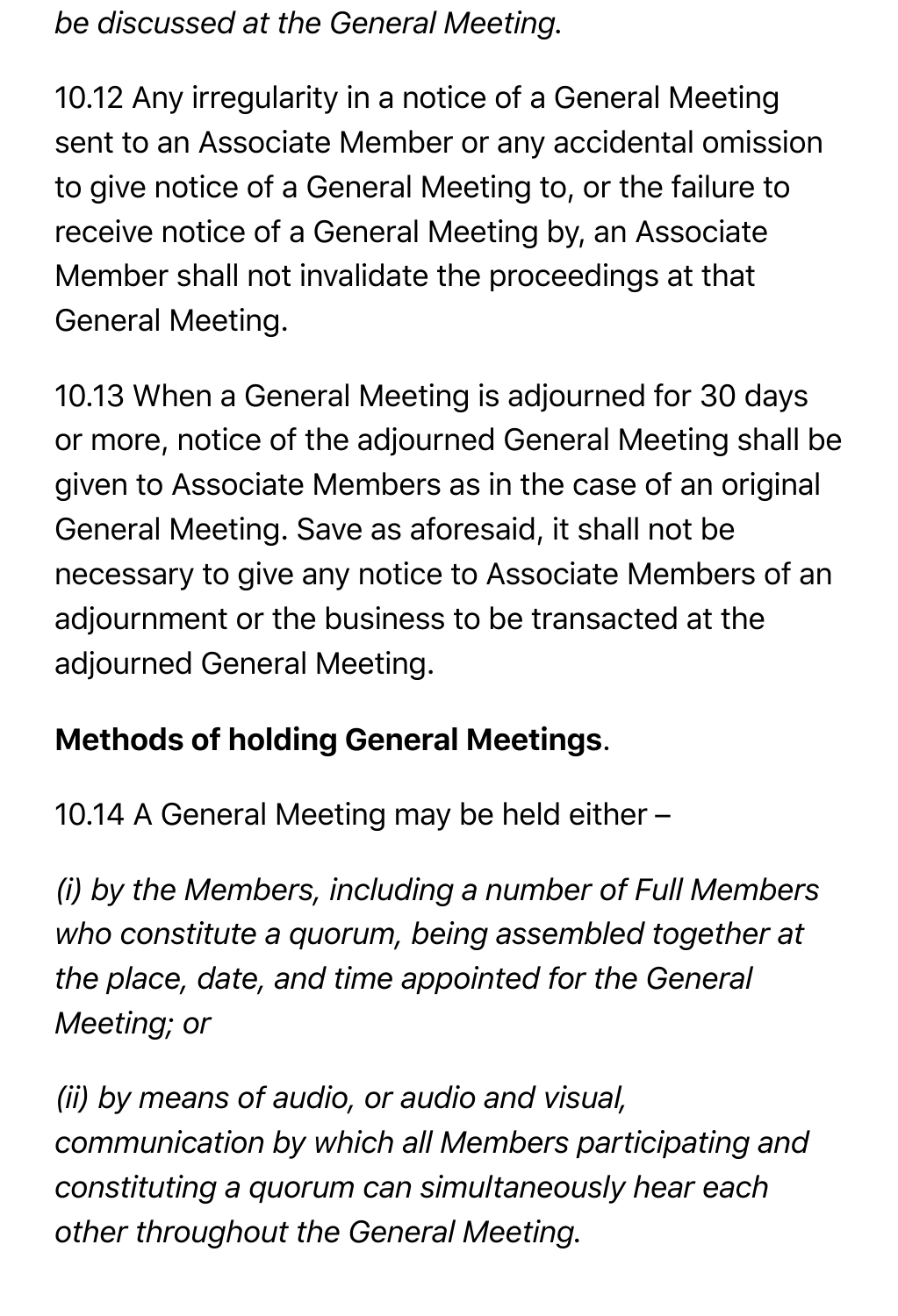*be discussed at the General Meeting.*

10.12 Any irregularity in a notice of a General Meeting sent to an Associate Member or any accidental omission to give notice of a General Meeting to, or the failure to receive notice of a General Meeting by, an Associate Member shall not invalidate the proceedings at that General Meeting.

10.13 When a General Meeting is adjourned for 30 days or more, notice of the adjourned General Meeting shall be given to Associate Members as in the case of an original General Meeting. Save as aforesaid, it shall not be necessary to give any notice to Associate Members of an adjournment or the business to be transacted at the adjourned General Meeting.

**Methods of holding General Meetings**.

10.14 A General Meeting may be held either –

*(i) by the Members, including a number of Full Members who constitute a quorum, being assembled together at the place, date, and time appointed for the General Meeting; or*

*(ii) by means of audio, or audio and visual, communication by which all Members participating and constituting a quorum can simultaneously hear each other throughout the General Meeting.*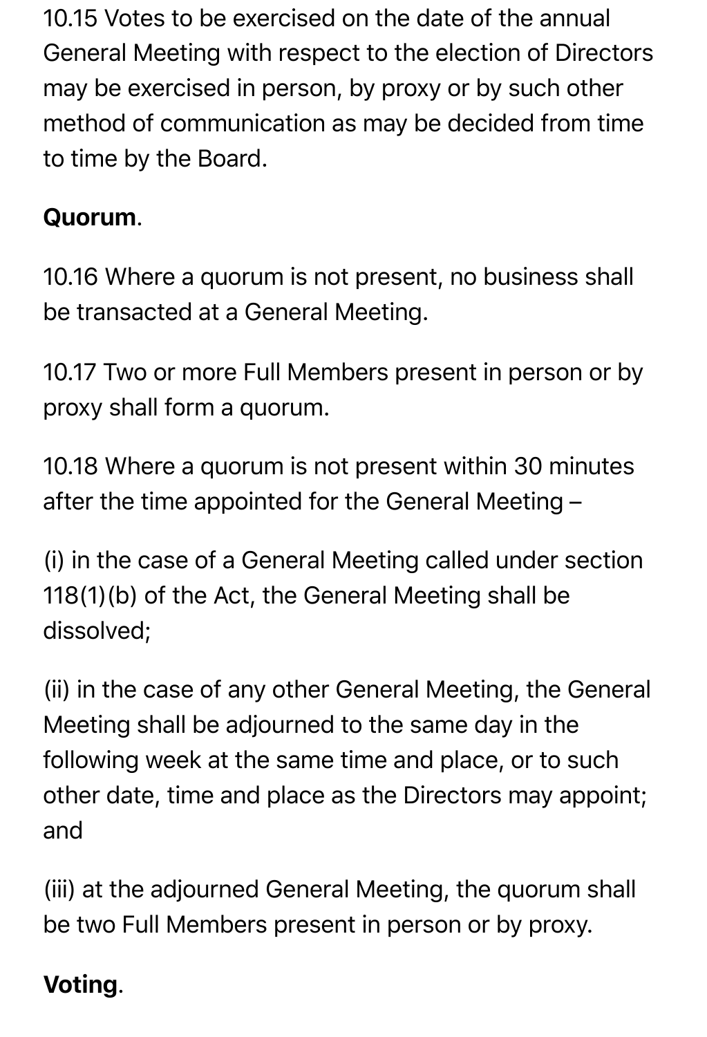10.15 Votes to be exercised on the date of the annual General Meeting with respect to the election of Directors may be exercised in person, by proxy or by such other method of communication as may be decided from time to time by the Board.

**Quorum**.

10.16 Where a quorum is not present, no business shall be transacted at a General Meeting.

10.17 Two or more Full Members present in person or by proxy shall form a quorum.

10.18 Where a quorum is not present within 30 minutes after the time appointed for the General Meeting –

(i) in the case of a General Meeting called under section 118(1)(b) of the Act, the General Meeting shall be dissolved;

(ii) in the case of any other General Meeting, the General Meeting shall be adjourned to the same day in the following week at the same time and place, or to such other date, time and place as the Directors may appoint; and

(iii) at the adjourned General Meeting, the quorum shall be two Full Members present in person or by proxy.

**Voting**.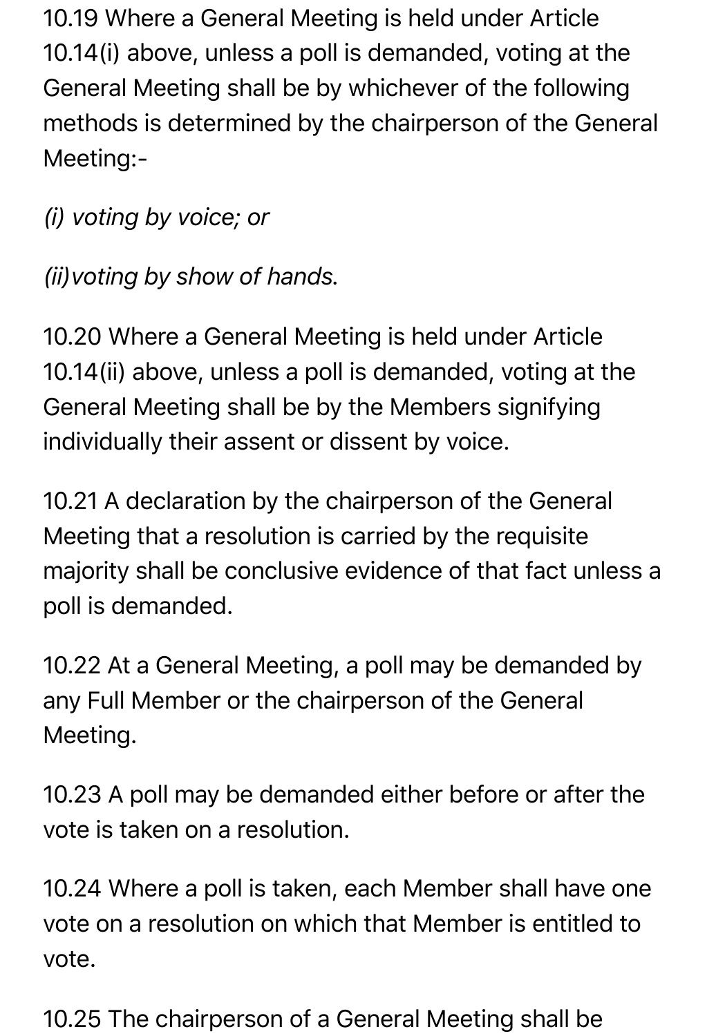10.19 Where a General Meeting is held under Article 10.14(i) above, unless a poll is demanded, voting at the General Meeting shall be by whichever of the following methods is determined by the chairperson of the General Meeting:-

*(i) voting by voice; or*

*(ii)voting by show of hands.*

10.20 Where a General Meeting is held under Article 10.14(ii) above, unless a poll is demanded, voting at the General Meeting shall be by the Members signifying individually their assent or dissent by voice.

10.21 A declaration by the chairperson of the General Meeting that a resolution is carried by the requisite majority shall be conclusive evidence of that fact unless a poll is demanded.

10.22 At a General Meeting, a poll may be demanded by any Full Member or the chairperson of the General Meeting.

10.23 A poll may be demanded either before or after the vote is taken on a resolution.

10.24 Where a poll is taken, each Member shall have one vote on a resolution on which that Member is entitled to vote.

10.25 The chairperson of a General Meeting shall be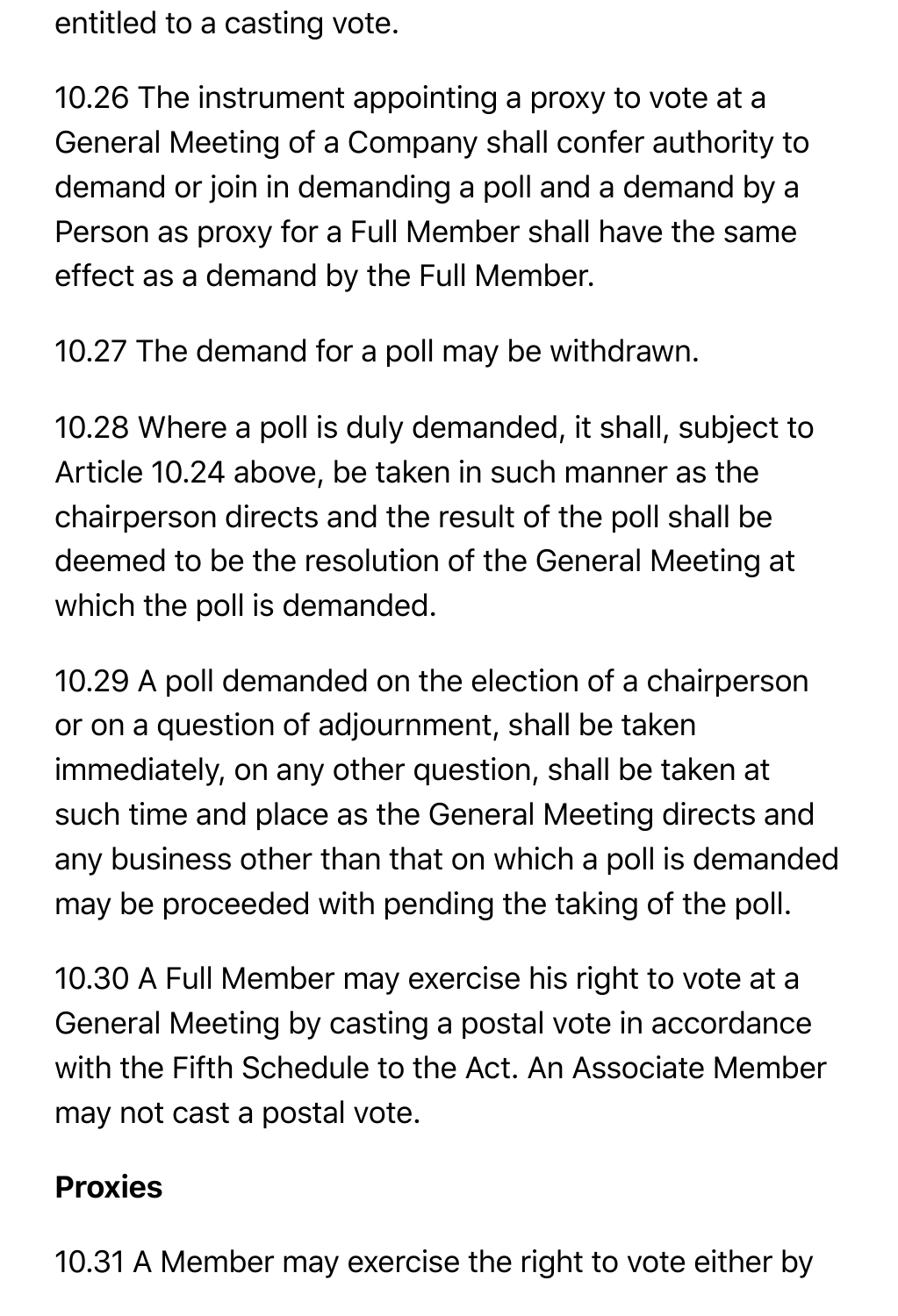entitled to a casting vote.

10.26 The instrument appointing a proxy to vote at a General Meeting of a Company shall confer authority to demand or join in demanding a poll and a demand by a Person as proxy for a Full Member shall have the same effect as a demand by the Full Member.

10.27 The demand for a poll may be withdrawn.

10.28 Where a poll is duly demanded, it shall, subject to Article 10.24 above, be taken in such manner as the chairperson directs and the result of the poll shall be deemed to be the resolution of the General Meeting at which the poll is demanded.

10.29 A poll demanded on the election of a chairperson or on a question of adjournment, shall be taken immediately, on any other question, shall be taken at such time and place as the General Meeting directs and any business other than that on which a poll is demanded may be proceeded with pending the taking of the poll.

10.30 A Full Member may exercise his right to vote at a General Meeting by casting a postal vote in accordance with the Fifth Schedule to the Act. An Associate Member may not cast a postal vote.

**Proxies**

10.31 A Member may exercise the right to vote either by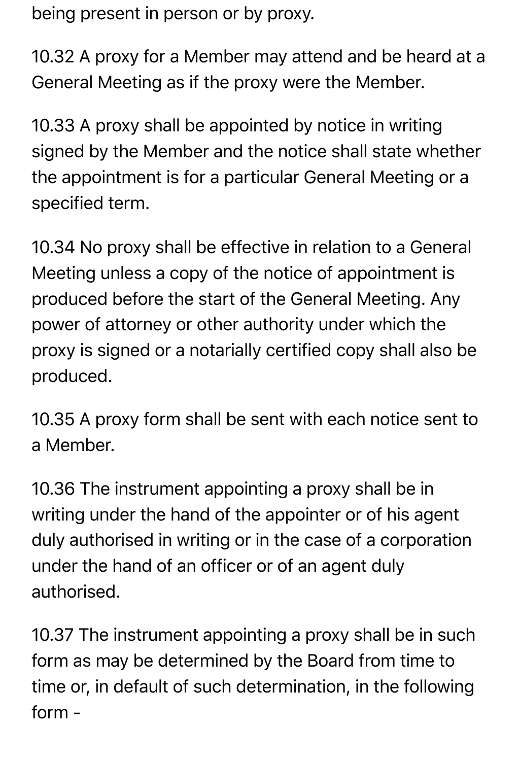being present in person or by proxy.

10.32 A proxy for a Member may attend and be heard at a General Meeting as if the proxy were the Member.

10.33 A proxy shall be appointed by notice in writing signed by the Member and the notice shall state whether the appointment is for a particular General Meeting or a specified term.

10.34 No proxy shall be effective in relation to a General Meeting unless a copy of the notice of appointment is produced before the start of the General Meeting. Any power of attorney or other authority under which the proxy is signed or a notarially certified copy shall also be produced.

10.35 A proxy form shall be sent with each notice sent to a Member.

10.36 The instrument appointing a proxy shall be in writing under the hand of the appointer or of his agent duly authorised in writing or in the case of a corporation under the hand of an officer or of an agent duly authorised.

10.37 The instrument appointing a proxy shall be in such form as may be determined by the Board from time to time or, in default of such determination, in the following form -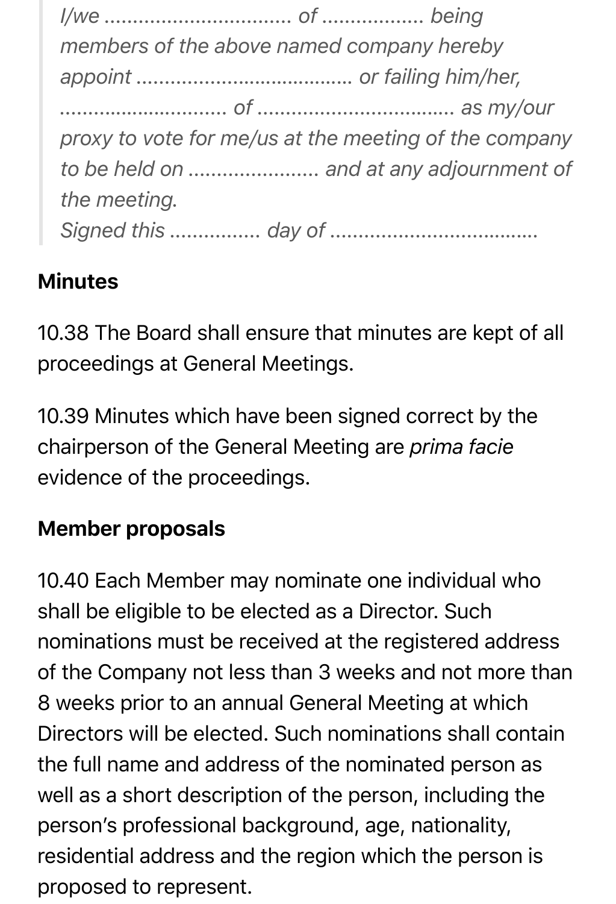> *I/we ................................ of ................. being members of the above named company hereby appoint ....................................... or failing him/her, ............................ of .................................. as my/our proxy to vote for me/us at the meeting of the company to be held on ...................... and at any adjournment of the meeting.*
> *Signed this ............... day of ...................................*

**Minutes**

10.38 The Board shall ensure that minutes are kept of all proceedings at General Meetings.

10.39 Minutes which have been signed correct by the chairperson of the General Meeting are *prima facie* evidence of the proceedings.

**Member proposals**

10.40 Each Member may nominate one individual who shall be eligible to be elected as a Director. Such nominations must be received at the registered address of the Company not less than 3 weeks and not more than 8 weeks prior to an annual General Meeting at which Directors will be elected. Such nominations shall contain the full name and address of the nominated person as well as a short description of the person, including the person's professional background, age, nationality, residential address and the region which the person is proposed to represent.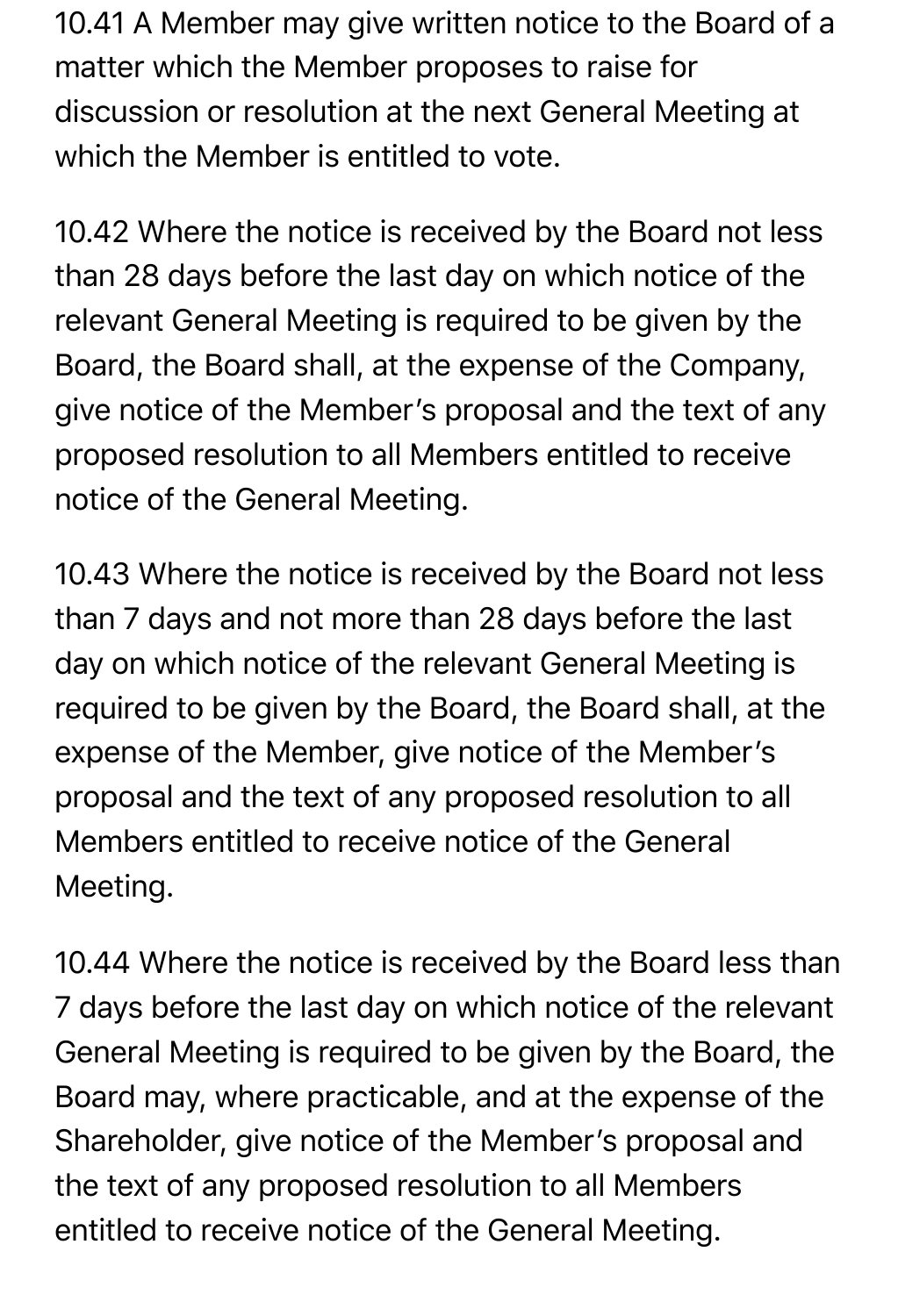10.41 A Member may give written notice to the Board of a matter which the Member proposes to raise for discussion or resolution at the next General Meeting at which the Member is entitled to vote.

10.42 Where the notice is received by the Board not less than 28 days before the last day on which notice of the relevant General Meeting is required to be given by the Board, the Board shall, at the expense of the Company, give notice of the Member's proposal and the text of any proposed resolution to all Members entitled to receive notice of the General Meeting.

10.43 Where the notice is received by the Board not less than 7 days and not more than 28 days before the last day on which notice of the relevant General Meeting is required to be given by the Board, the Board shall, at the expense of the Member, give notice of the Member's proposal and the text of any proposed resolution to all Members entitled to receive notice of the General Meeting.

10.44 Where the notice is received by the Board less than 7 days before the last day on which notice of the relevant General Meeting is required to be given by the Board, the Board may, where practicable, and at the expense of the Shareholder, give notice of the Member's proposal and the text of any proposed resolution to all Members entitled to receive notice of the General Meeting.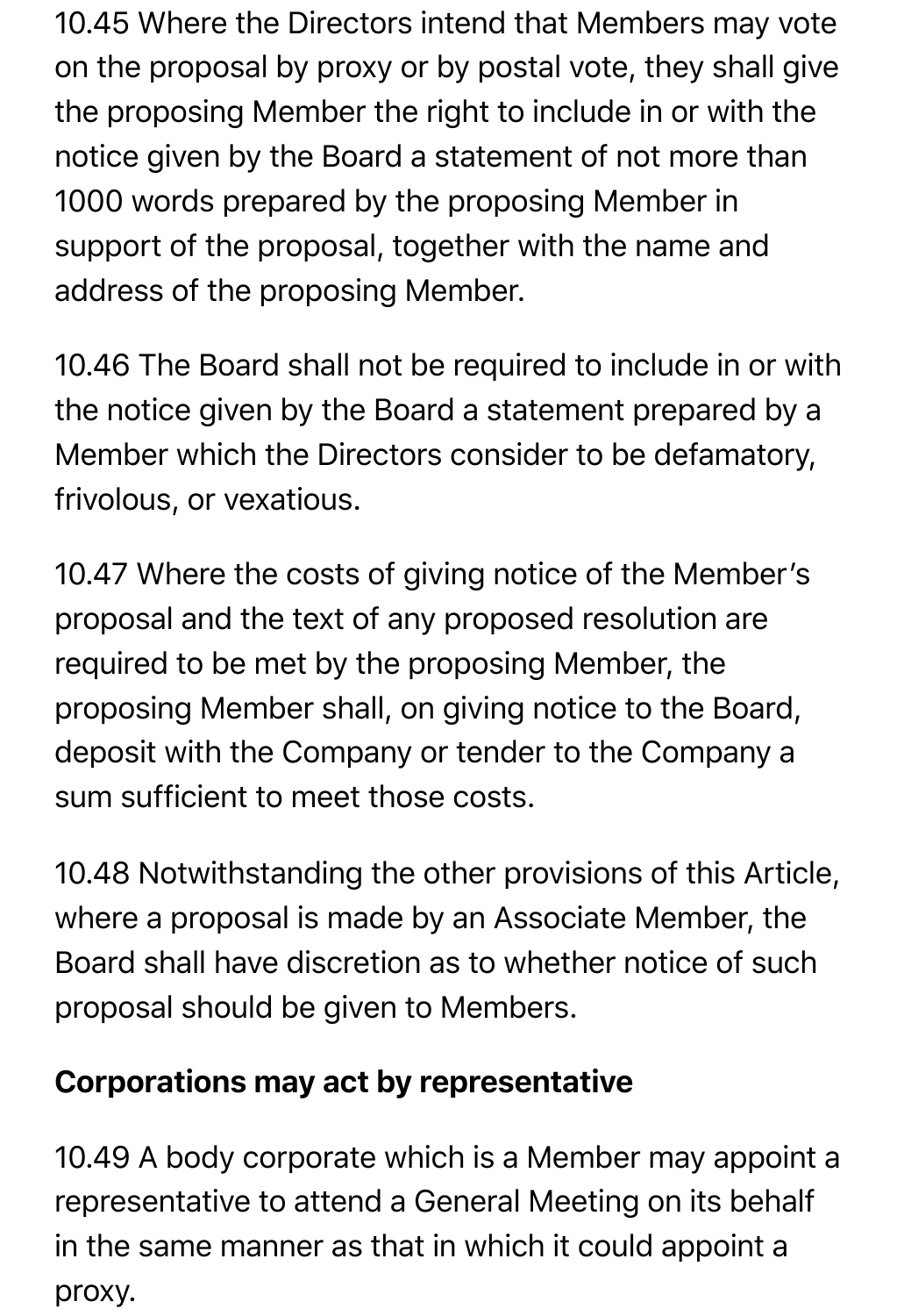10.45 Where the Directors intend that Members may vote on the proposal by proxy or by postal vote, they shall give the proposing Member the right to include in or with the notice given by the Board a statement of not more than 1000 words prepared by the proposing Member in support of the proposal, together with the name and address of the proposing Member.

10.46 The Board shall not be required to include in or with the notice given by the Board a statement prepared by a Member which the Directors consider to be defamatory, frivolous, or vexatious.

10.47 Where the costs of giving notice of the Member's proposal and the text of any proposed resolution are required to be met by the proposing Member, the proposing Member shall, on giving notice to the Board, deposit with the Company or tender to the Company a sum sufficient to meet those costs.

10.48 Notwithstanding the other provisions of this Article, where a proposal is made by an Associate Member, the Board shall have discretion as to whether notice of such proposal should be given to Members.

**Corporations may act by representative**

10.49 A body corporate which is a Member may appoint a representative to attend a General Meeting on its behalf in the same manner as that in which it could appoint a proxy.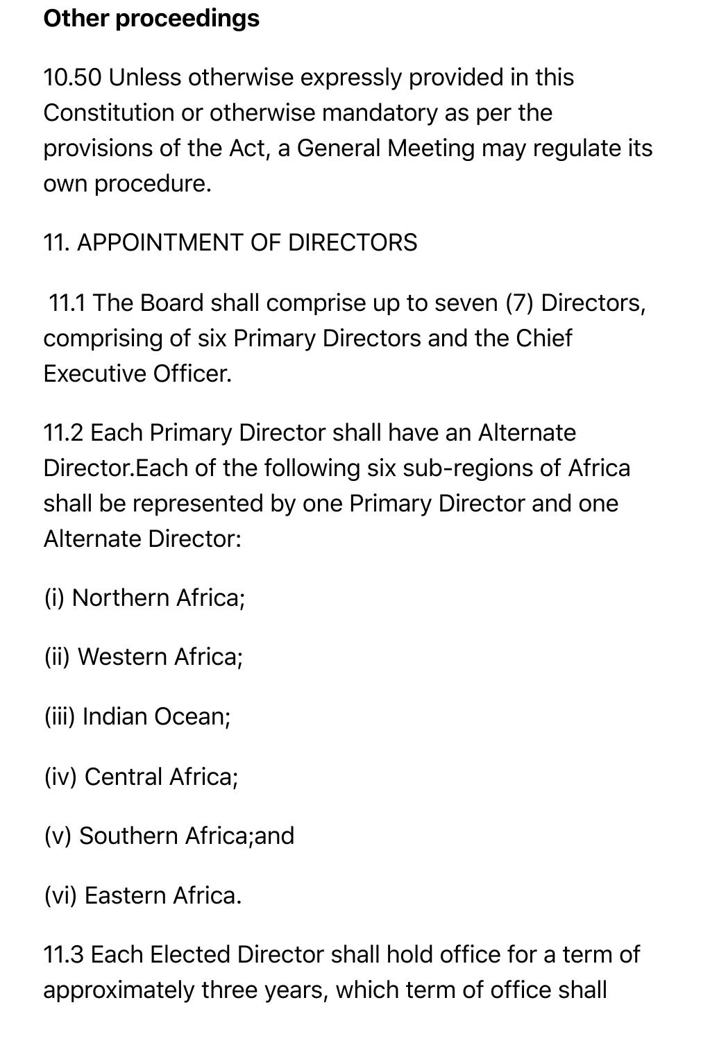**Other proceedings**

10.50 Unless otherwise expressly provided in this Constitution or otherwise mandatory as per the provisions of the Act, a General Meeting may regulate its own procedure.

11. APPOINTMENT OF DIRECTORS

11.1 The Board shall comprise up to seven (7) Directors, comprising of six Primary Directors and the Chief Executive Officer.

11.2 Each Primary Director shall have an Alternate Director.Each of the following six sub-regions of Africa shall be represented by one Primary Director and one Alternate Director:

(i) Northern Africa;

(ii) Western Africa;

(iii) Indian Ocean;

(iv) Central Africa;

(v) Southern Africa;and

(vi) Eastern Africa.

11.3 Each Elected Director shall hold office for a term of approximately three years, which term of office shall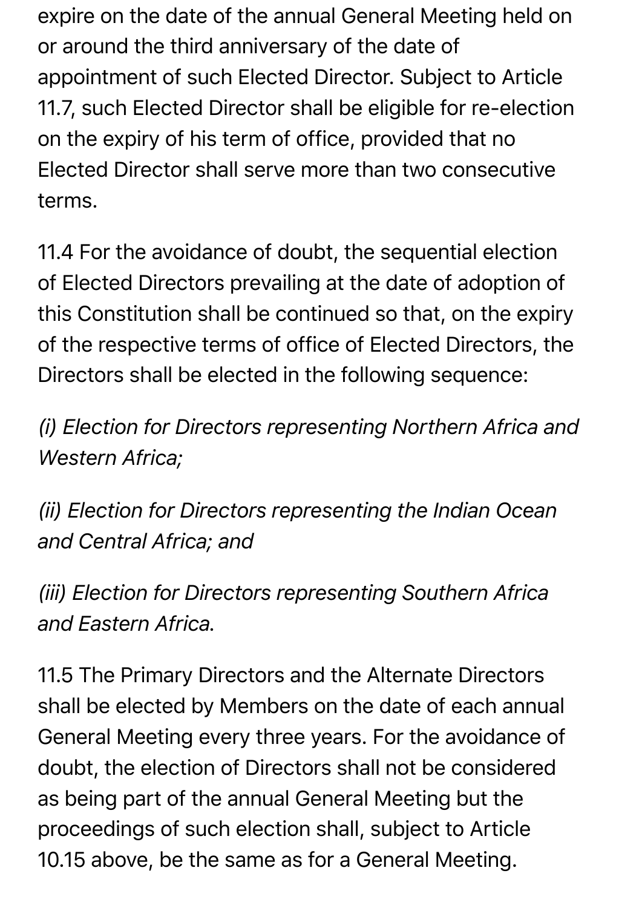expire on the date of the annual General Meeting held on or around the third anniversary of the date of appointment of such Elected Director. Subject to Article 11.7, such Elected Director shall be eligible for re-election on the expiry of his term of office, provided that no Elected Director shall serve more than two consecutive terms.

11.4 For the avoidance of doubt, the sequential election of Elected Directors prevailing at the date of adoption of this Constitution shall be continued so that, on the expiry of the respective terms of office of Elected Directors, the Directors shall be elected in the following sequence:

*(i) Election for Directors representing Northern Africa and Western Africa;*

*(ii) Election for Directors representing the Indian Ocean and Central Africa; and*

*(iii) Election for Directors representing Southern Africa and Eastern Africa.*

11.5 The Primary Directors and the Alternate Directors shall be elected by Members on the date of each annual General Meeting every three years. For the avoidance of doubt, the election of Directors shall not be considered as being part of the annual General Meeting but the proceedings of such election shall, subject to Article 10.15 above, be the same as for a General Meeting.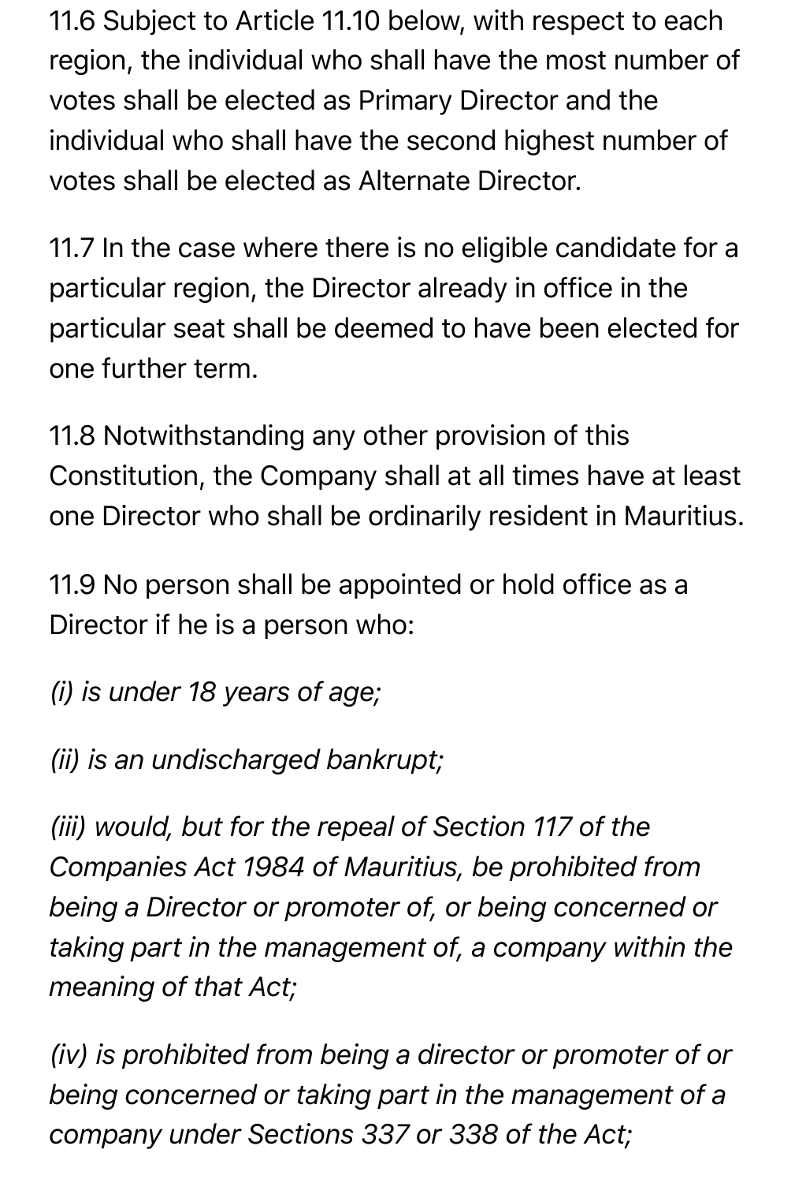11.6 Subject to Article 11.10 below, with respect to each region, the individual who shall have the most number of votes shall be elected as Primary Director and the individual who shall have the second highest number of votes shall be elected as Alternate Director.

11.7 In the case where there is no eligible candidate for a particular region, the Director already in office in the particular seat shall be deemed to have been elected for one further term.

11.8 Notwithstanding any other provision of this Constitution, the Company shall at all times have at least one Director who shall be ordinarily resident in Mauritius.

11.9 No person shall be appointed or hold office as a Director if he is a person who:

*(i) is under 18 years of age;*

*(ii) is an undischarged bankrupt;*

*(iii) would, but for the repeal of Section 117 of the Companies Act 1984 of Mauritius, be prohibited from being a Director or promoter of, or being concerned or taking part in the management of, a company within the meaning of that Act;*

*(iv) is prohibited from being a director or promoter of or being concerned or taking part in the management of a company under Sections 337 or 338 of the Act;*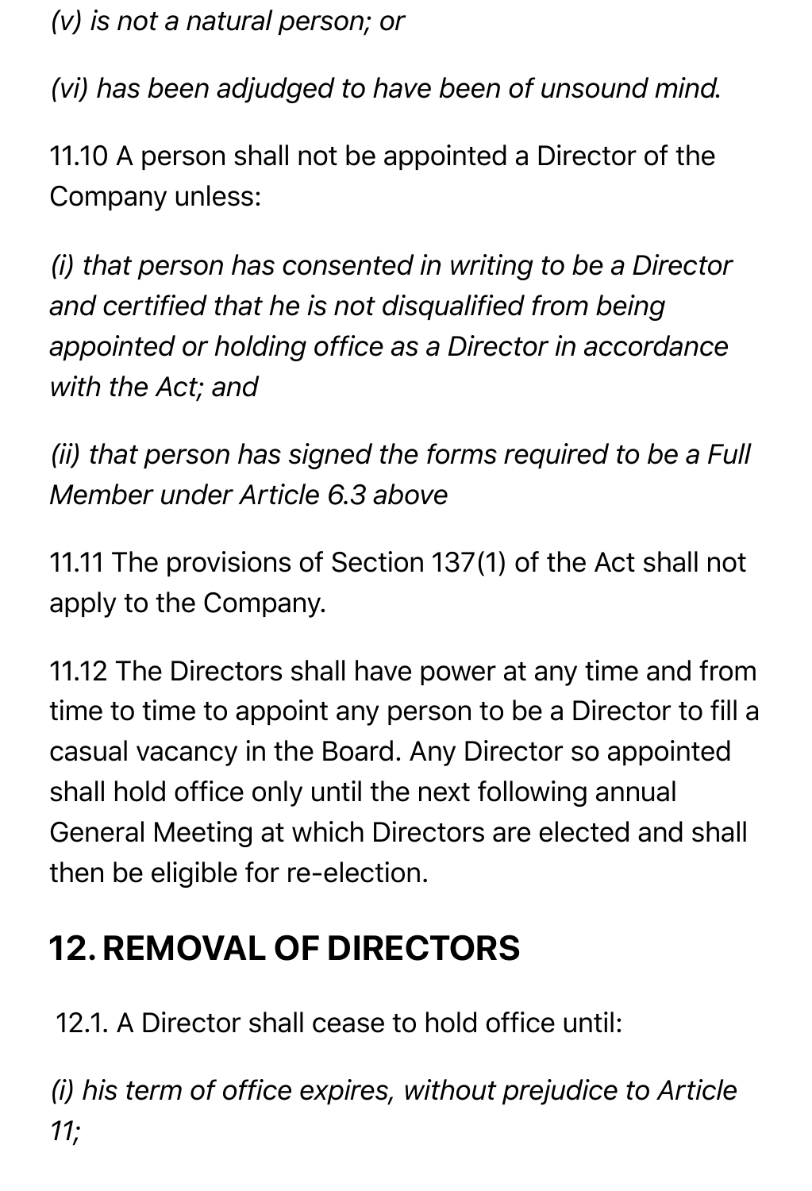*(v) is not a natural person; or*

*(vi) has been adjudged to have been of unsound mind.*

11.10 A person shall not be appointed a Director of the Company unless:

*(i) that person has consented in writing to be a Director and certified that he is not disqualified from being appointed or holding office as a Director in accordance with the Act; and*

*(ii) that person has signed the forms required to be a Full Member under Article 6.3 above*

11.11 The provisions of Section 137(1) of the Act shall not apply to the Company.

11.12 The Directors shall have power at any time and from time to time to appoint any person to be a Director to fill a casual vacancy in the Board. Any Director so appointed shall hold office only until the next following annual General Meeting at which Directors are elected and shall then be eligible for re-election.

## 12. REMOVAL OF DIRECTORS

12.1. A Director shall cease to hold office until:

*(i) his term of office expires, without prejudice to Article 11;*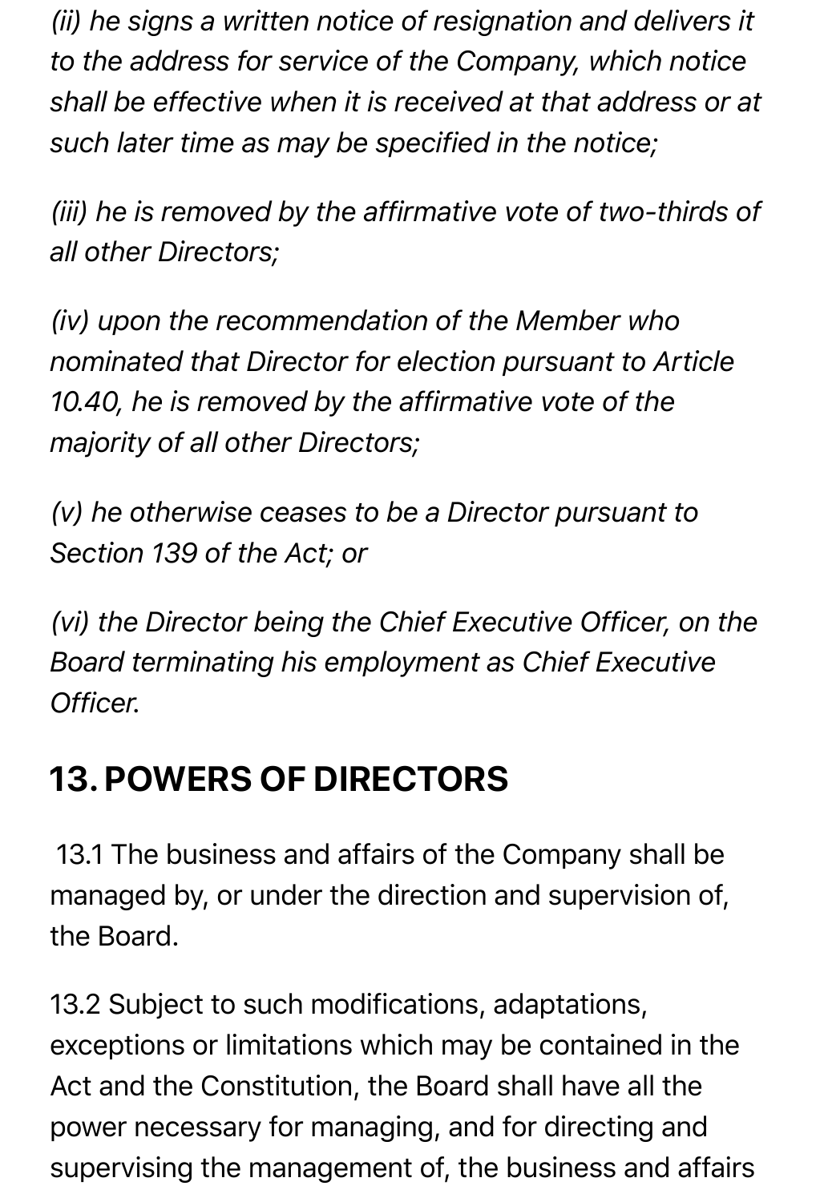*(ii) he signs a written notice of resignation and delivers it to the address for service of the Company, which notice shall be effective when it is received at that address or at such later time as may be specified in the notice;*

*(iii) he is removed by the affirmative vote of two-thirds of all other Directors;*

*(iv) upon the recommendation of the Member who nominated that Director for election pursuant to Article 10.40, he is removed by the affirmative vote of the majority of all other Directors;*

*(v) he otherwise ceases to be a Director pursuant to Section 139 of the Act; or*

*(vi) the Director being the Chief Executive Officer, on the Board terminating his employment as Chief Executive Officer.*

## 13. POWERS OF DIRECTORS

13.1 The business and affairs of the Company shall be managed by, or under the direction and supervision of, the Board.

13.2 Subject to such modifications, adaptations, exceptions or limitations which may be contained in the Act and the Constitution, the Board shall have all the power necessary for managing, and for directing and supervising the management of, the business and affairs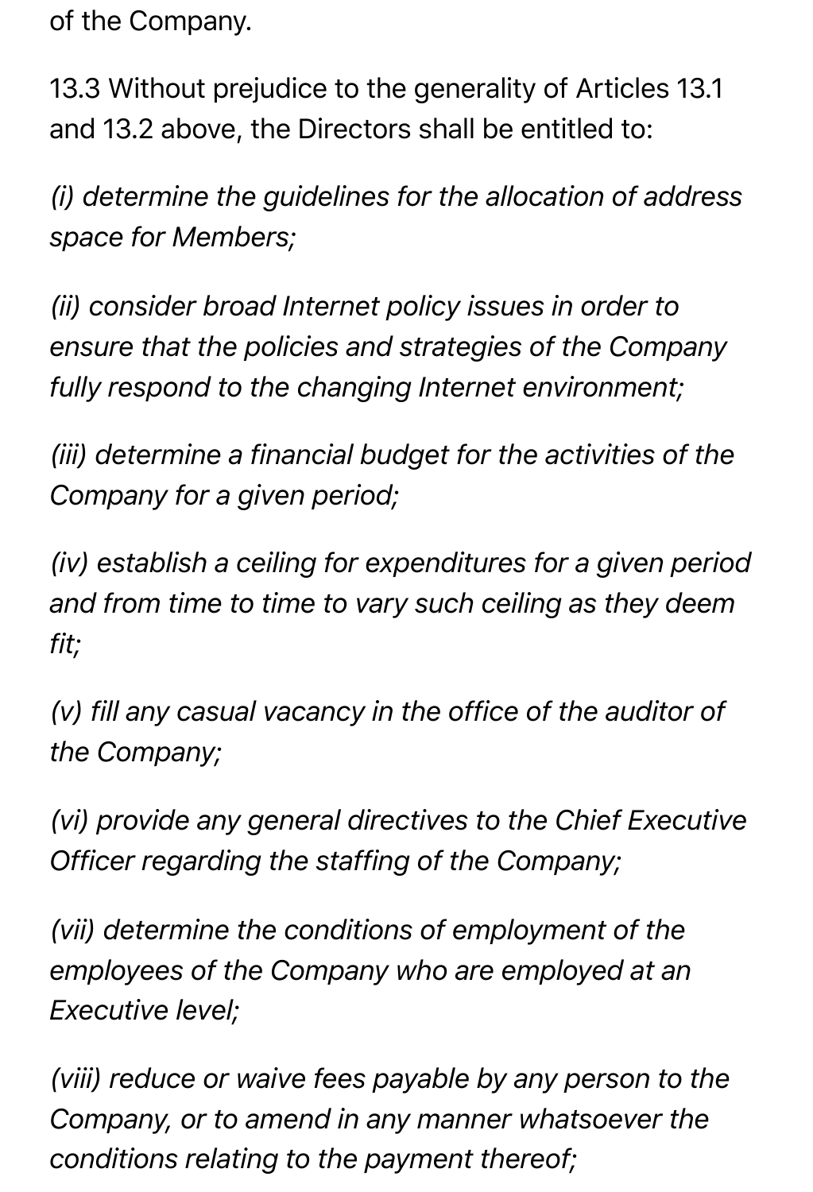of the Company.

13.3 Without prejudice to the generality of Articles 13.1 and 13.2 above, the Directors shall be entitled to:

*(i) determine the guidelines for the allocation of address space for Members;*

*(ii) consider broad Internet policy issues in order to ensure that the policies and strategies of the Company fully respond to the changing Internet environment;*

*(iii) determine a financial budget for the activities of the Company for a given period;*

*(iv) establish a ceiling for expenditures for a given period and from time to time to vary such ceiling as they deem fit;*

*(v) fill any casual vacancy in the office of the auditor of the Company;*

*(vi) provide any general directives to the Chief Executive Officer regarding the staffing of the Company;*

*(vii) determine the conditions of employment of the employees of the Company who are employed at an Executive level;*

*(viii) reduce or waive fees payable by any person to the Company, or to amend in any manner whatsoever the conditions relating to the payment thereof;*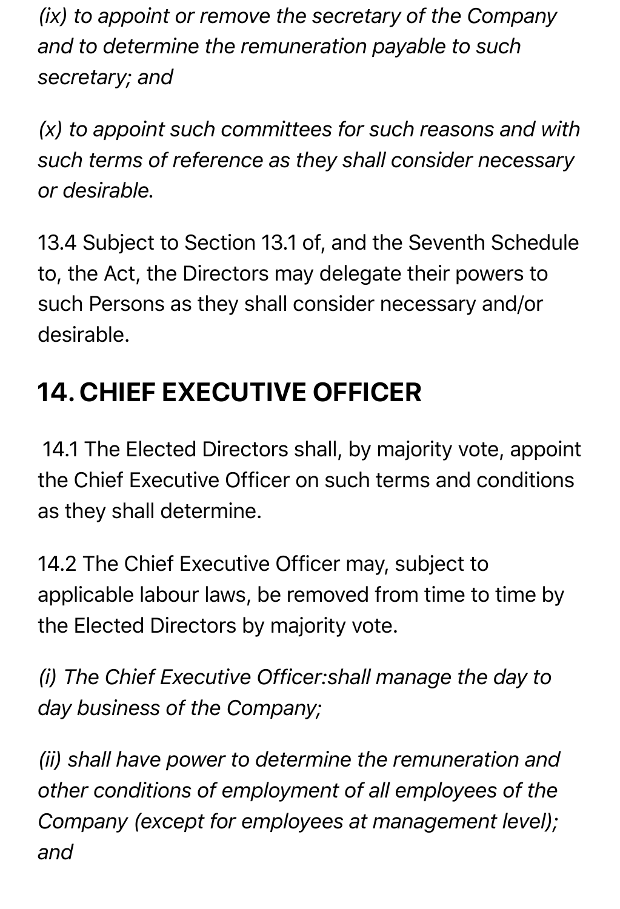*(ix) to appoint or remove the secretary of the Company and to determine the remuneration payable to such secretary; and*

*(x) to appoint such committees for such reasons and with such terms of reference as they shall consider necessary or desirable.*

13.4 Subject to Section 13.1 of, and the Seventh Schedule to, the Act, the Directors may delegate their powers to such Persons as they shall consider necessary and/or desirable.

## 14. CHIEF EXECUTIVE OFFICER

14.1 The Elected Directors shall, by majority vote, appoint the Chief Executive Officer on such terms and conditions as they shall determine.

14.2 The Chief Executive Officer may, subject to applicable labour laws, be removed from time to time by the Elected Directors by majority vote.

*(i) The Chief Executive Officer:shall manage the day to day business of the Company;*

*(ii) shall have power to determine the remuneration and other conditions of employment of all employees of the Company (except for employees at management level); and*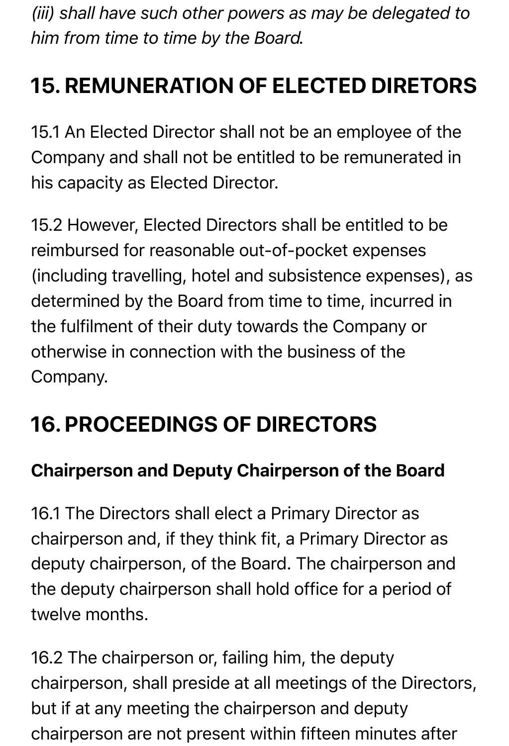*(iii) shall have such other powers as may be delegated to him from time to time by the Board.*

## 15. REMUNERATION OF ELECTED DIRETORS

15.1 An Elected Director shall not be an employee of the Company and shall not be entitled to be remunerated in his capacity as Elected Director.

15.2 However, Elected Directors shall be entitled to be reimbursed for reasonable out-of-pocket expenses (including travelling, hotel and subsistence expenses), as determined by the Board from time to time, incurred in the fulfilment of their duty towards the Company or otherwise in connection with the business of the Company.

## 16. PROCEEDINGS OF DIRECTORS

### Chairperson and Deputy Chairperson of the Board

16.1 The Directors shall elect a Primary Director as chairperson and, if they think fit, a Primary Director as deputy chairperson, of the Board. The chairperson and the deputy chairperson shall hold office for a period of twelve months.

16.2 The chairperson or, failing him, the deputy chairperson, shall preside at all meetings of the Directors, but if at any meeting the chairperson and deputy chairperson are not present within fifteen minutes after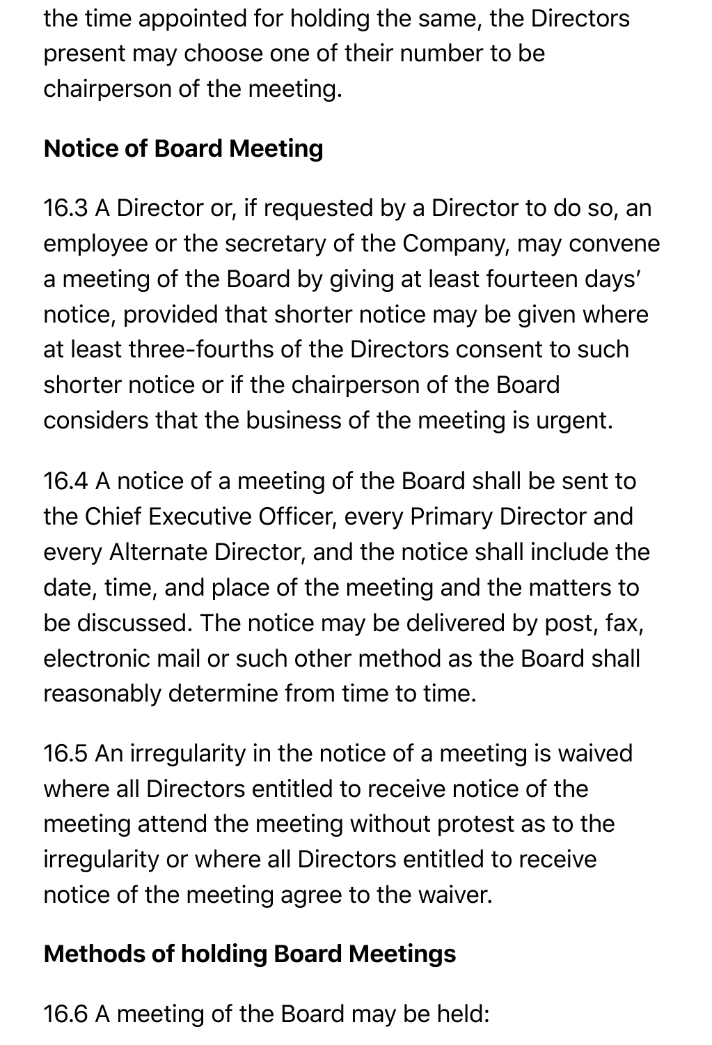the time appointed for holding the same, the Directors present may choose one of their number to be chairperson of the meeting.

**Notice of Board Meeting**

16.3 A Director or, if requested by a Director to do so, an employee or the secretary of the Company, may convene a meeting of the Board by giving at least fourteen days' notice, provided that shorter notice may be given where at least three-fourths of the Directors consent to such shorter notice or if the chairperson of the Board considers that the business of the meeting is urgent.

16.4 A notice of a meeting of the Board shall be sent to the Chief Executive Officer, every Primary Director and every Alternate Director, and the notice shall include the date, time, and place of the meeting and the matters to be discussed. The notice may be delivered by post, fax, electronic mail or such other method as the Board shall reasonably determine from time to time.

16.5 An irregularity in the notice of a meeting is waived where all Directors entitled to receive notice of the meeting attend the meeting without protest as to the irregularity or where all Directors entitled to receive notice of the meeting agree to the waiver.

**Methods of holding Board Meetings**

16.6 A meeting of the Board may be held: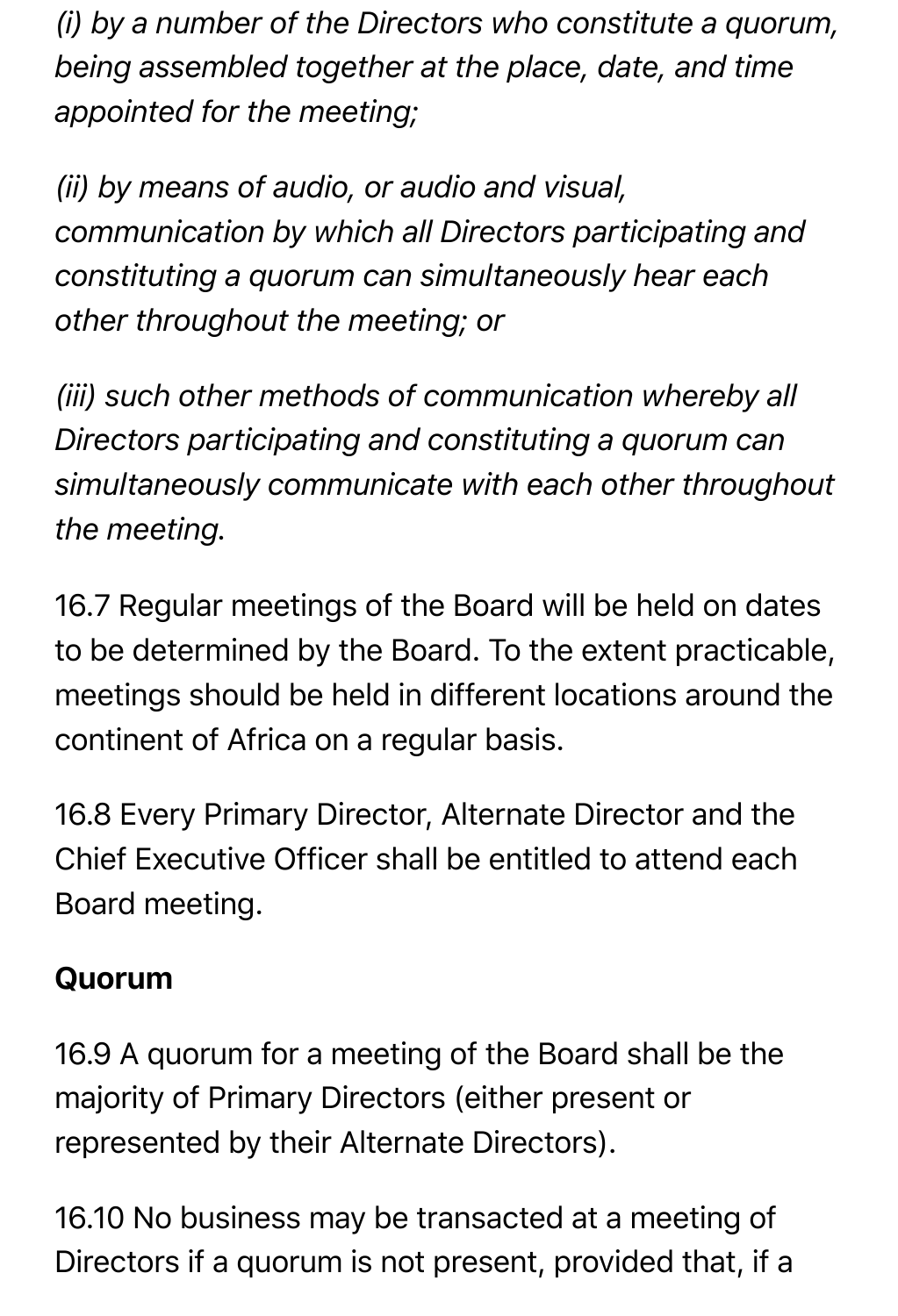*(i) by a number of the Directors who constitute a quorum, being assembled together at the place, date, and time appointed for the meeting;*

*(ii) by means of audio, or audio and visual, communication by which all Directors participating and constituting a quorum can simultaneously hear each other throughout the meeting; or*

*(iii) such other methods of communication whereby all Directors participating and constituting a quorum can simultaneously communicate with each other throughout the meeting.*

16.7 Regular meetings of the Board will be held on dates to be determined by the Board. To the extent practicable, meetings should be held in different locations around the continent of Africa on a regular basis.

16.8 Every Primary Director, Alternate Director and the Chief Executive Officer shall be entitled to attend each Board meeting.

**Quorum**

16.9 A quorum for a meeting of the Board shall be the majority of Primary Directors (either present or represented by their Alternate Directors).

16.10 No business may be transacted at a meeting of Directors if a quorum is not present, provided that, if a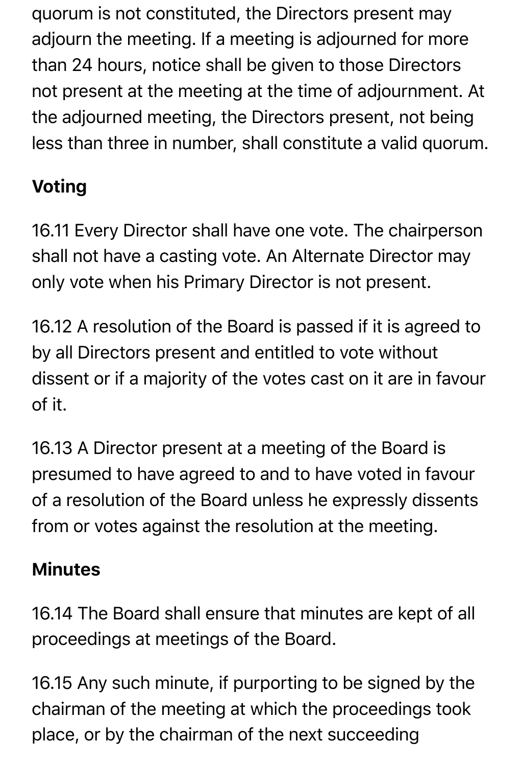quorum is not constituted, the Directors present may adjourn the meeting. If a meeting is adjourned for more than 24 hours, notice shall be given to those Directors not present at the meeting at the time of adjournment. At the adjourned meeting, the Directors present, not being less than three in number, shall constitute a valid quorum.

**Voting**

16.11 Every Director shall have one vote. The chairperson shall not have a casting vote. An Alternate Director may only vote when his Primary Director is not present.

16.12 A resolution of the Board is passed if it is agreed to by all Directors present and entitled to vote without dissent or if a majority of the votes cast on it are in favour of it.

16.13 A Director present at a meeting of the Board is presumed to have agreed to and to have voted in favour of a resolution of the Board unless he expressly dissents from or votes against the resolution at the meeting.

**Minutes**

16.14 The Board shall ensure that minutes are kept of all proceedings at meetings of the Board.

16.15 Any such minute, if purporting to be signed by the chairman of the meeting at which the proceedings took place, or by the chairman of the next succeeding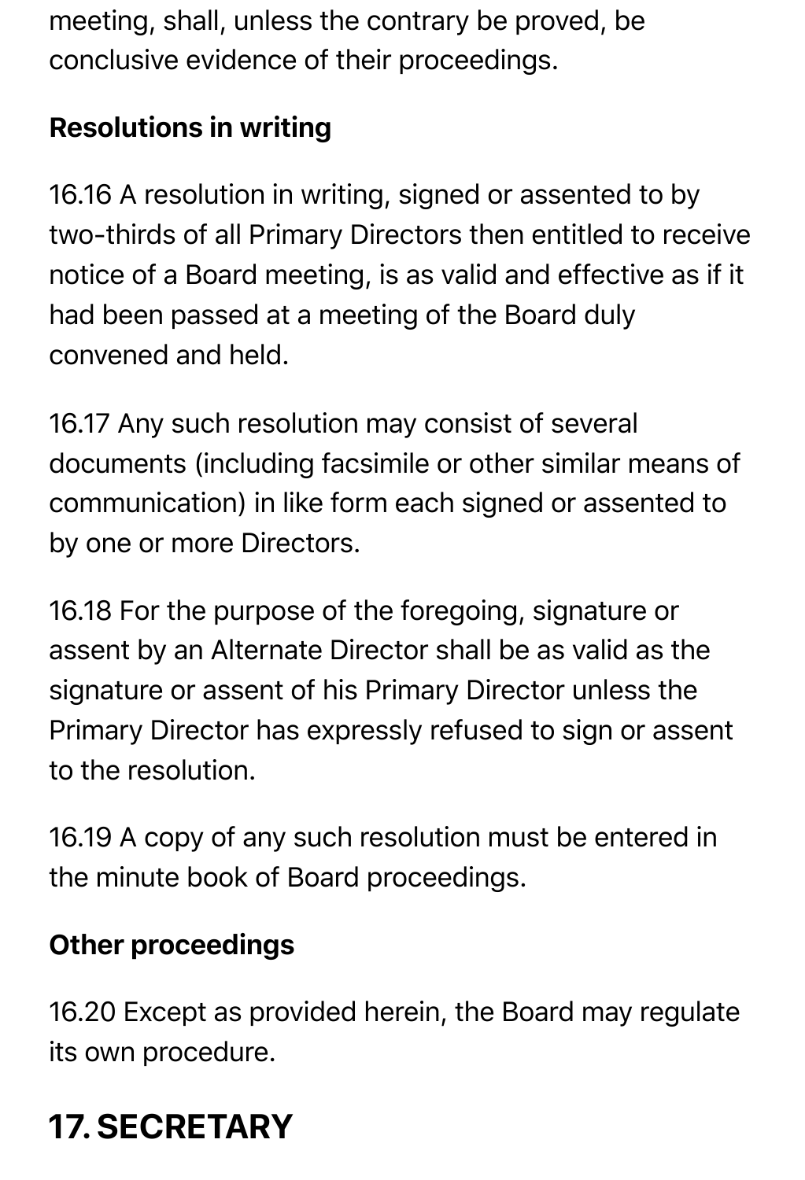meeting, shall, unless the contrary be proved, be conclusive evidence of their proceedings.

**Resolutions in writing**

16.16 A resolution in writing, signed or assented to by two-thirds of all Primary Directors then entitled to receive notice of a Board meeting, is as valid and effective as if it had been passed at a meeting of the Board duly convened and held.

16.17 Any such resolution may consist of several documents (including facsimile or other similar means of communication) in like form each signed or assented to by one or more Directors.

16.18 For the purpose of the foregoing, signature or assent by an Alternate Director shall be as valid as the signature or assent of his Primary Director unless the Primary Director has expressly refused to sign or assent to the resolution.

16.19 A copy of any such resolution must be entered in the minute book of Board proceedings.

**Other proceedings**

16.20 Except as provided herein, the Board may regulate its own procedure.

## 17. SECRETARY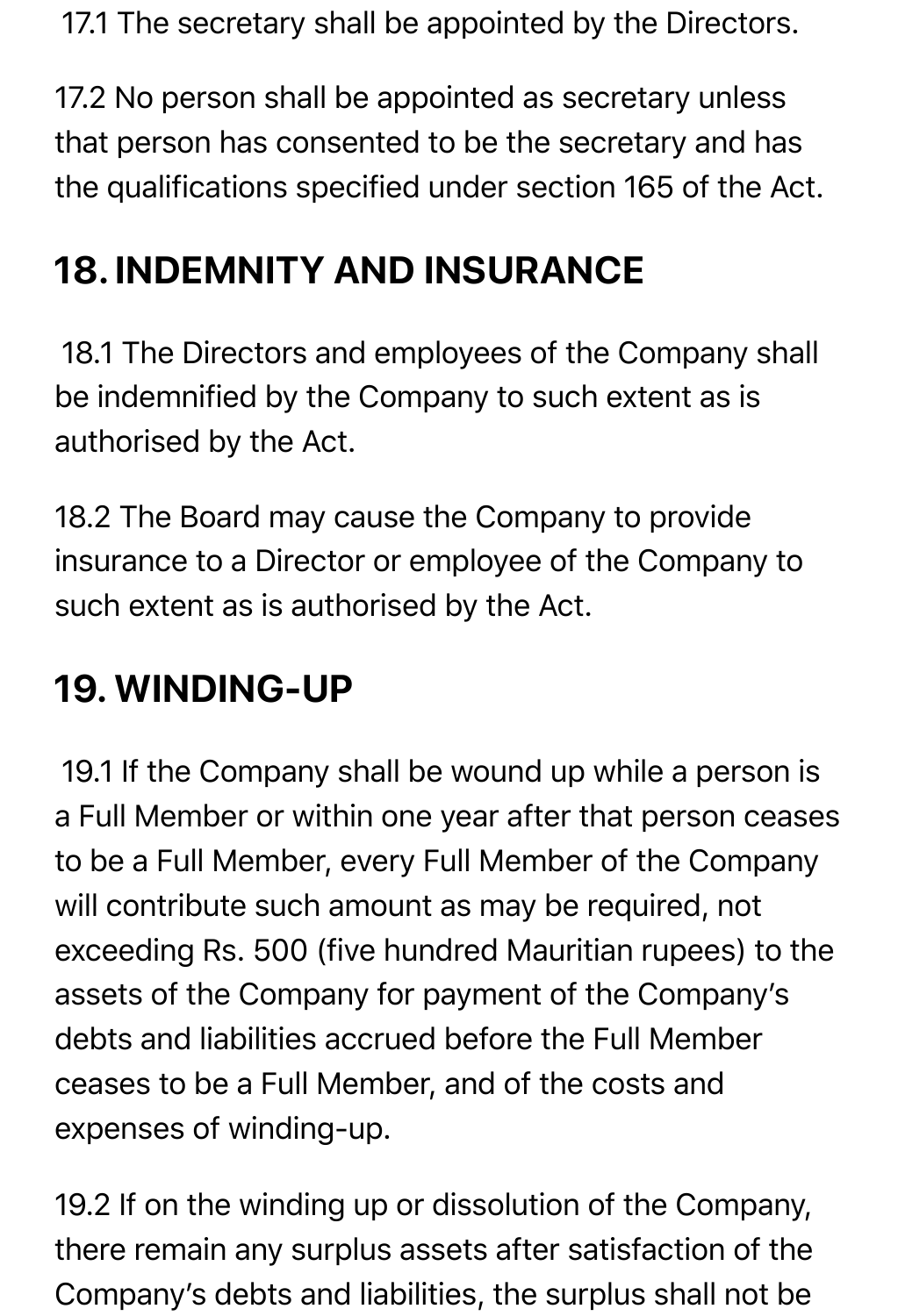17.1 The secretary shall be appointed by the Directors.

17.2 No person shall be appointed as secretary unless that person has consented to be the secretary and has the qualifications specified under section 165 of the Act.

## 18. INDEMNITY AND INSURANCE

18.1 The Directors and employees of the Company shall be indemnified by the Company to such extent as is authorised by the Act.

18.2 The Board may cause the Company to provide insurance to a Director or employee of the Company to such extent as is authorised by the Act.

## 19. WINDING-UP

19.1 If the Company shall be wound up while a person is a Full Member or within one year after that person ceases to be a Full Member, every Full Member of the Company will contribute such amount as may be required, not exceeding Rs. 500 (five hundred Mauritian rupees) to the assets of the Company for payment of the Company's debts and liabilities accrued before the Full Member ceases to be a Full Member, and of the costs and expenses of winding-up.

19.2 If on the winding up or dissolution of the Company, there remain any surplus assets after satisfaction of the Company's debts and liabilities, the surplus shall not be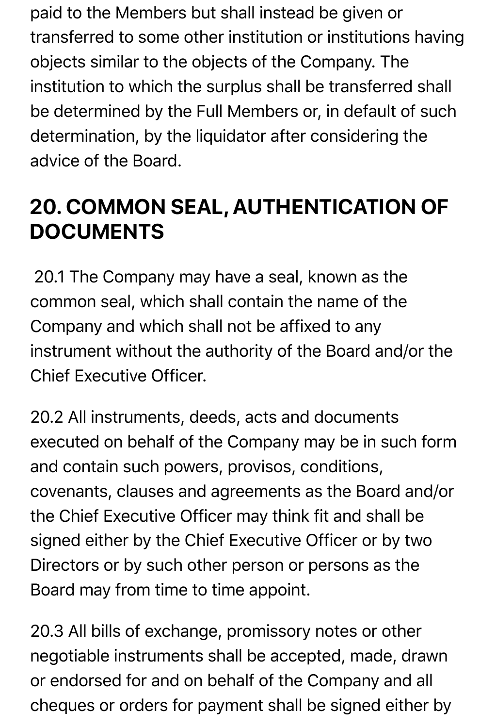paid to the Members but shall instead be given or transferred to some other institution or institutions having objects similar to the objects of the Company. The institution to which the surplus shall be transferred shall be determined by the Full Members or, in default of such determination, by the liquidator after considering the advice of the Board.

## 20. COMMON SEAL, AUTHENTICATION OF DOCUMENTS

20.1 The Company may have a seal, known as the common seal, which shall contain the name of the Company and which shall not be affixed to any instrument without the authority of the Board and/or the Chief Executive Officer.

20.2 All instruments, deeds, acts and documents executed on behalf of the Company may be in such form and contain such powers, provisos, conditions, covenants, clauses and agreements as the Board and/or the Chief Executive Officer may think fit and shall be signed either by the Chief Executive Officer or by two Directors or by such other person or persons as the Board may from time to time appoint.

20.3 All bills of exchange, promissory notes or other negotiable instruments shall be accepted, made, drawn or endorsed for and on behalf of the Company and all cheques or orders for payment shall be signed either by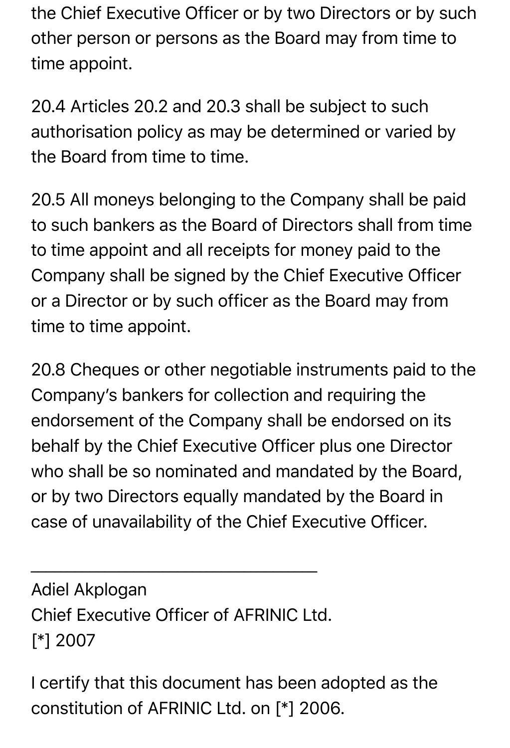the Chief Executive Officer or by two Directors or by such other person or persons as the Board may from time to time appoint.

20.4 Articles 20.2 and 20.3 shall be subject to such authorisation policy as may be determined or varied by the Board from time to time.

20.5 All moneys belonging to the Company shall be paid to such bankers as the Board of Directors shall from time to time appoint and all receipts for money paid to the Company shall be signed by the Chief Executive Officer or a Director or by such officer as the Board may from time to time appoint.

20.8 Cheques or other negotiable instruments paid to the Company's bankers for collection and requiring the endorsement of the Company shall be endorsed on its behalf by the Chief Executive Officer plus one Director who shall be so nominated and mandated by the Board, or by two Directors equally mandated by the Board in case of unavailability of the Chief Executive Officer.

\_\_\_\_\_\_\_\_\_\_\_\_\_\_\_\_\_\_\_\_\_\_\_\_\_\_\_\_\_\_\_\_

Adiel Akplogan
Chief Executive Officer of AFRINIC Ltd.
[*] 2007

I certify that this document has been adopted as the constitution of AFRINIC Ltd. on [*] 2006.